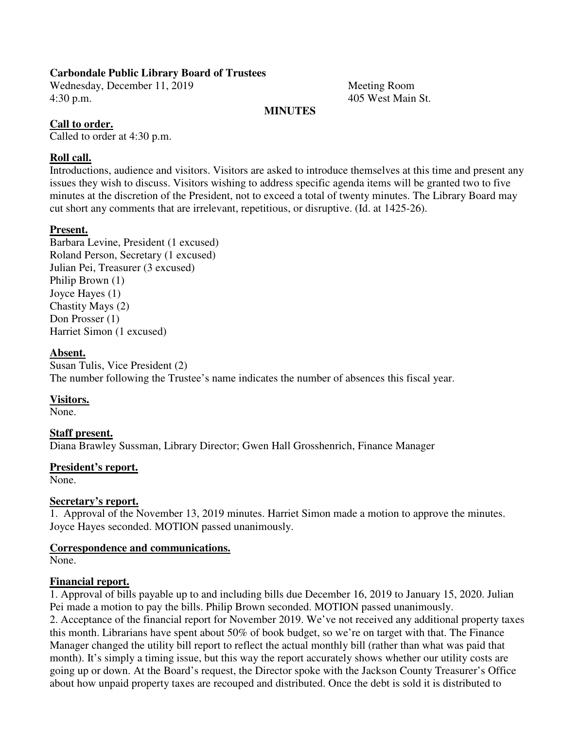**Carbondale Public Library Board of Trustees**

Wednesday, December 11, 2019 Meeting Room
4:30 p.m. 405 West Main St.

**MINUTES**

**Call to order.**

Called to order at 4:30 p.m.

**Roll call.**

Introductions, audience and visitors. Visitors are asked to introduce themselves at this time and present any issues they wish to discuss. Visitors wishing to address specific agenda items will be granted two to five minutes at the discretion of the President, not to exceed a total of twenty minutes. The Library Board may cut short any comments that are irrelevant, repetitious, or disruptive. (Id. at 1425-26).

**Present.**

Barbara Levine, President (1 excused)
Roland Person, Secretary (1 excused)
Julian Pei, Treasurer (3 excused)
Philip Brown (1)
Joyce Hayes (1)
Chastity Mays (2)
Don Prosser (1)
Harriet Simon (1 excused)

**Absent.**

Susan Tulis, Vice President (2)
The number following the Trustee's name indicates the number of absences this fiscal year.

**Visitors.**

None.

**Staff present.**

Diana Brawley Sussman, Library Director; Gwen Hall Grosshenrich, Finance Manager

**President's report.**

None.

**Secretary's report.**

1. Approval of the November 13, 2019 minutes. Harriet Simon made a motion to approve the minutes. Joyce Hayes seconded. MOTION passed unanimously.

**Correspondence and communications.**

None.

**Financial report.**

1. Approval of bills payable up to and including bills due December 16, 2019 to January 15, 2020. Julian Pei made a motion to pay the bills. Philip Brown seconded. MOTION passed unanimously.
2. Acceptance of the financial report for November 2019. We've not received any additional property taxes this month. Librarians have spent about 50% of book budget, so we're on target with that. The Finance Manager changed the utility bill report to reflect the actual monthly bill (rather than what was paid that month). It's simply a timing issue, but this way the report accurately shows whether our utility costs are going up or down. At the Board's request, the Director spoke with the Jackson County Treasurer's Office about how unpaid property taxes are recouped and distributed. Once the debt is sold it is distributed to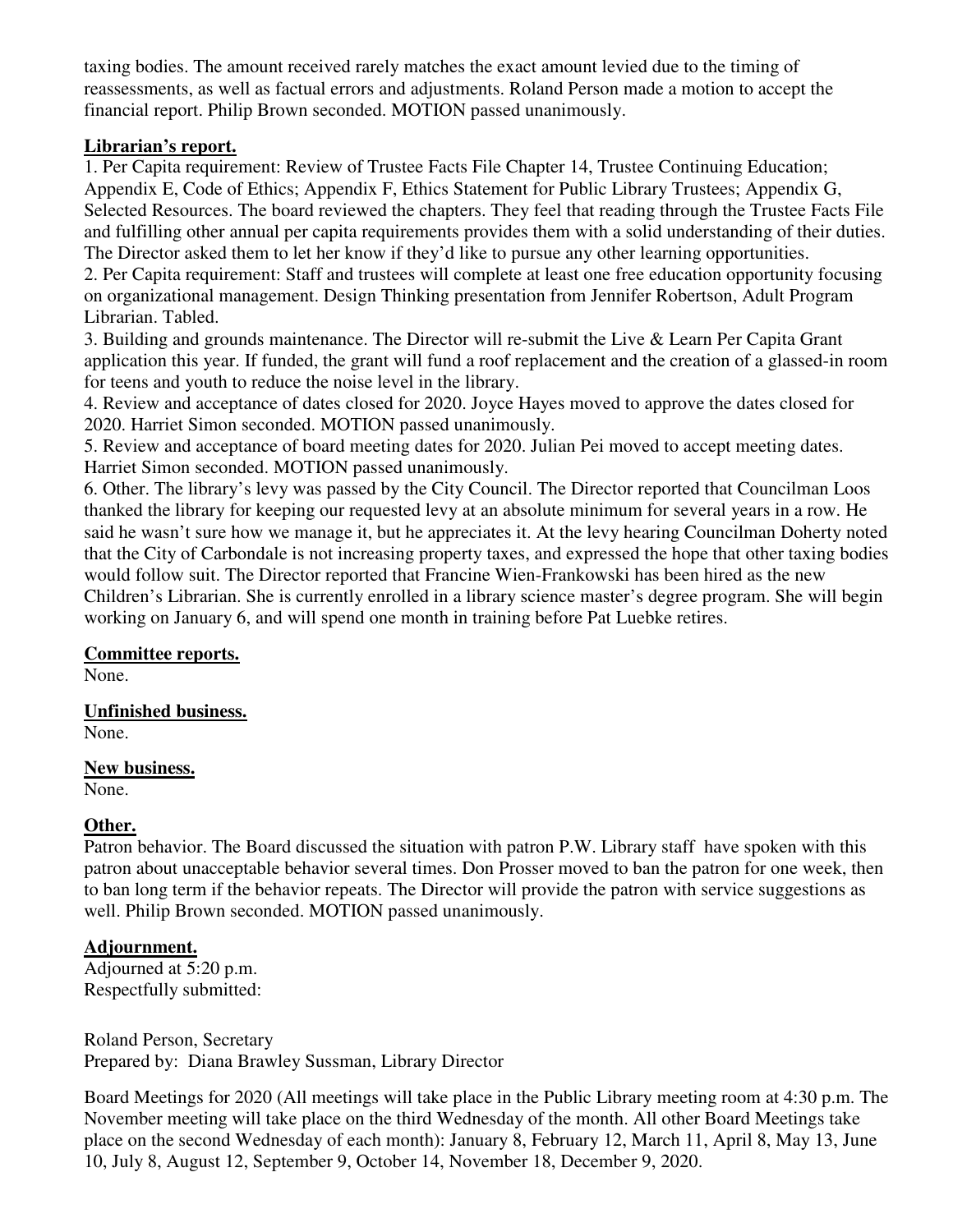taxing bodies. The amount received rarely matches the exact amount levied due to the timing of reassessments, as well as factual errors and adjustments. Roland Person made a motion to accept the financial report. Philip Brown seconded. MOTION passed unanimously.

**Librarian's report.**

1. Per Capita requirement: Review of Trustee Facts File Chapter 14, Trustee Continuing Education; Appendix E, Code of Ethics; Appendix F, Ethics Statement for Public Library Trustees; Appendix G, Selected Resources. The board reviewed the chapters. They feel that reading through the Trustee Facts File and fulfilling other annual per capita requirements provides them with a solid understanding of their duties. The Director asked them to let her know if they'd like to pursue any other learning opportunities.
2. Per Capita requirement: Staff and trustees will complete at least one free education opportunity focusing on organizational management. Design Thinking presentation from Jennifer Robertson, Adult Program Librarian. Tabled.
3. Building and grounds maintenance. The Director will re-submit the Live & Learn Per Capita Grant application this year. If funded, the grant will fund a roof replacement and the creation of a glassed-in room for teens and youth to reduce the noise level in the library.
4. Review and acceptance of dates closed for 2020. Joyce Hayes moved to approve the dates closed for 2020. Harriet Simon seconded. MOTION passed unanimously.
5. Review and acceptance of board meeting dates for 2020. Julian Pei moved to accept meeting dates. Harriet Simon seconded. MOTION passed unanimously.
6. Other. The library's levy was passed by the City Council. The Director reported that Councilman Loos thanked the library for keeping our requested levy at an absolute minimum for several years in a row. He said he wasn't sure how we manage it, but he appreciates it. At the levy hearing Councilman Doherty noted that the City of Carbondale is not increasing property taxes, and expressed the hope that other taxing bodies would follow suit. The Director reported that Francine Wien-Frankowski has been hired as the new Children's Librarian. She is currently enrolled in a library science master's degree program. She will begin working on January 6, and will spend one month in training before Pat Luebke retires.

**Committee reports.**

None.

**Unfinished business.**

None.

**New business.**

None.

**Other.**

Patron behavior. The Board discussed the situation with patron P.W. Library staff have spoken with this patron about unacceptable behavior several times. Don Prosser moved to ban the patron for one week, then to ban long term if the behavior repeats. The Director will provide the patron with service suggestions as well. Philip Brown seconded. MOTION passed unanimously.

**Adjournment.**

Adjourned at 5:20 p.m.
Respectfully submitted:

Roland Person, Secretary
Prepared by: Diana Brawley Sussman, Library Director

Board Meetings for 2020 (All meetings will take place in the Public Library meeting room at 4:30 p.m. The November meeting will take place on the third Wednesday of the month. All other Board Meetings take place on the second Wednesday of each month): January 8, February 12, March 11, April 8, May 13, June 10, July 8, August 12, September 9, October 14, November 18, December 9, 2020.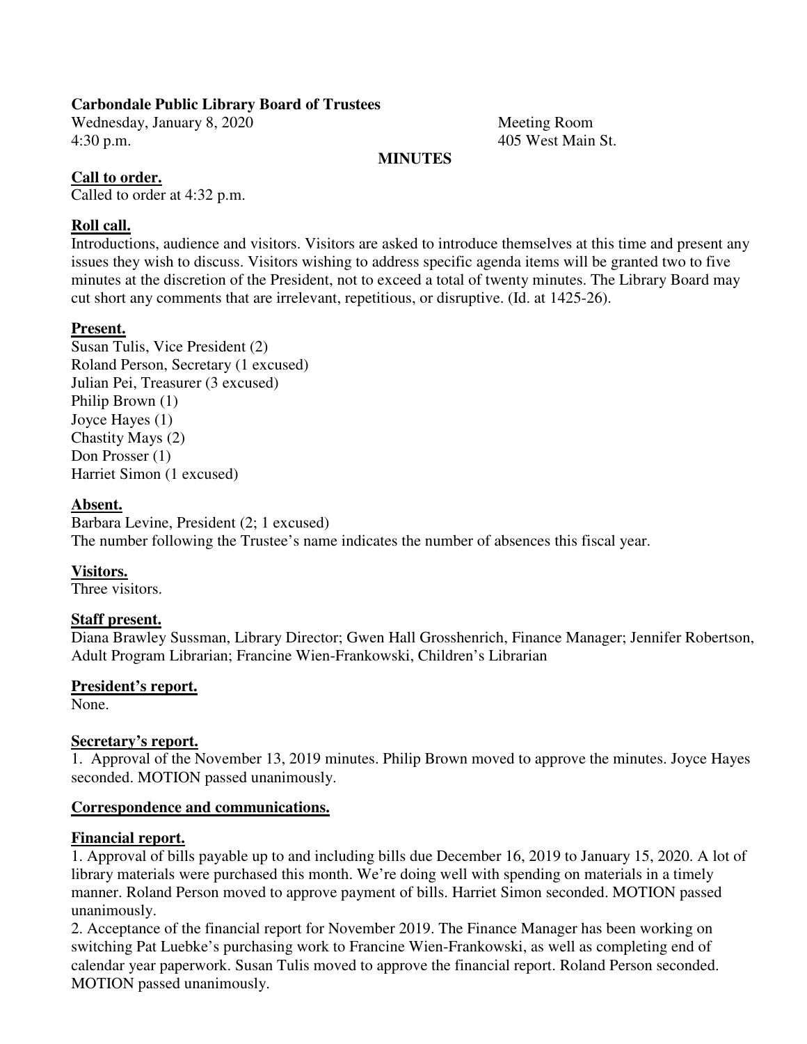**Carbondale Public Library Board of Trustees**

Wednesday, January 8, 2020
4:30 p.m.

Meeting Room
405 West Main St.

**MINUTES**

**Call to order.**

Called to order at 4:32 p.m.

**Roll call.**

Introductions, audience and visitors. Visitors are asked to introduce themselves at this time and present any issues they wish to discuss. Visitors wishing to address specific agenda items will be granted two to five minutes at the discretion of the President, not to exceed a total of twenty minutes. The Library Board may cut short any comments that are irrelevant, repetitious, or disruptive. (Id. at 1425-26).

**Present.**

Susan Tulis, Vice President (2)
Roland Person, Secretary (1 excused)
Julian Pei, Treasurer (3 excused)
Philip Brown (1)
Joyce Hayes (1)
Chastity Mays (2)
Don Prosser (1)
Harriet Simon (1 excused)

**Absent.**

Barbara Levine, President (2; 1 excused)
The number following the Trustee's name indicates the number of absences this fiscal year.

**Visitors.**

Three visitors.

**Staff present.**

Diana Brawley Sussman, Library Director; Gwen Hall Grosshenrich, Finance Manager; Jennifer Robertson, Adult Program Librarian; Francine Wien-Frankowski, Children's Librarian

**President's report.**

None.

**Secretary's report.**

1. Approval of the November 13, 2019 minutes. Philip Brown moved to approve the minutes. Joyce Hayes seconded. MOTION passed unanimously.

**Correspondence and communications.**

**Financial report.**

1. Approval of bills payable up to and including bills due December 16, 2019 to January 15, 2020. A lot of library materials were purchased this month. We're doing well with spending on materials in a timely manner. Roland Person moved to approve payment of bills. Harriet Simon seconded. MOTION passed unanimously.
2. Acceptance of the financial report for November 2019. The Finance Manager has been working on switching Pat Luebke's purchasing work to Francine Wien-Frankowski, as well as completing end of calendar year paperwork. Susan Tulis moved to approve the financial report. Roland Person seconded. MOTION passed unanimously.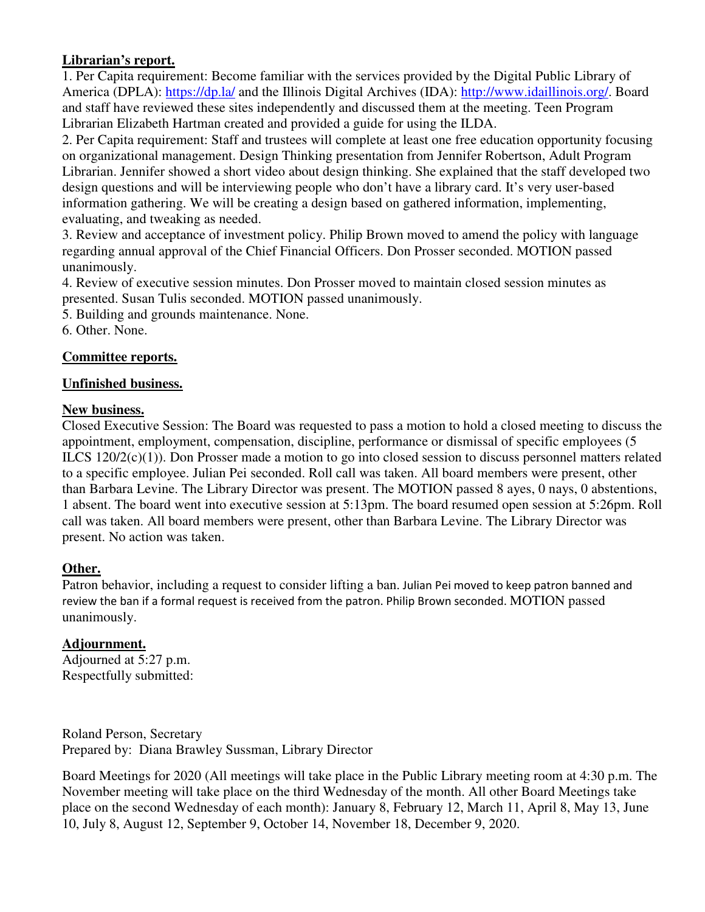**Librarian's report.**

1. Per Capita requirement: Become familiar with the services provided by the Digital Public Library of America (DPLA): https://dp.la/ and the Illinois Digital Archives (IDA): http://www.idaillinois.org/. Board and staff have reviewed these sites independently and discussed them at the meeting. Teen Program Librarian Elizabeth Hartman created and provided a guide for using the ILDA.
2. Per Capita requirement: Staff and trustees will complete at least one free education opportunity focusing on organizational management. Design Thinking presentation from Jennifer Robertson, Adult Program Librarian. Jennifer showed a short video about design thinking. She explained that the staff developed two design questions and will be interviewing people who don't have a library card. It's very user-based information gathering. We will be creating a design based on gathered information, implementing, evaluating, and tweaking as needed.
3. Review and acceptance of investment policy. Philip Brown moved to amend the policy with language regarding annual approval of the Chief Financial Officers. Don Prosser seconded. MOTION passed unanimously.
4. Review of executive session minutes. Don Prosser moved to maintain closed session minutes as presented. Susan Tulis seconded. MOTION passed unanimously.
5. Building and grounds maintenance. None.
6. Other. None.

**Committee reports.**

**Unfinished business.**

**New business.**

Closed Executive Session: The Board was requested to pass a motion to hold a closed meeting to discuss the appointment, employment, compensation, discipline, performance or dismissal of specific employees (5 ILCS 120/2(c)(1)). Don Prosser made a motion to go into closed session to discuss personnel matters related to a specific employee. Julian Pei seconded. Roll call was taken. All board members were present, other than Barbara Levine. The Library Director was present. The MOTION passed 8 ayes, 0 nays, 0 abstentions, 1 absent. The board went into executive session at 5:13pm. The board resumed open session at 5:26pm. Roll call was taken. All board members were present, other than Barbara Levine. The Library Director was present. No action was taken.

**Other.**

Patron behavior, including a request to consider lifting a ban. Julian Pei moved to keep patron banned and review the ban if a formal request is received from the patron. Philip Brown seconded. MOTION passed unanimously.

**Adjournment.**

Adjourned at 5:27 p.m.

Respectfully submitted:

Roland Person, Secretary

Prepared by: Diana Brawley Sussman, Library Director

Board Meetings for 2020 (All meetings will take place in the Public Library meeting room at 4:30 p.m. The November meeting will take place on the third Wednesday of the month. All other Board Meetings take place on the second Wednesday of each month): January 8, February 12, March 11, April 8, May 13, June 10, July 8, August 12, September 9, October 14, November 18, December 9, 2020.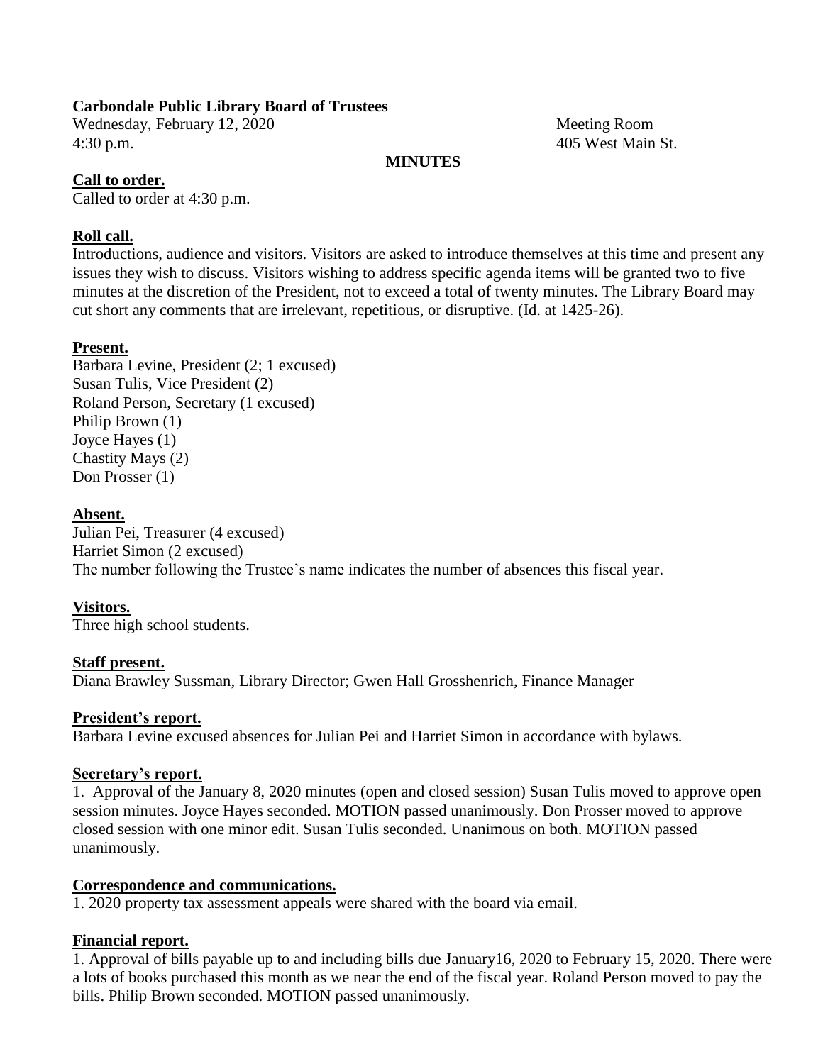**Carbondale Public Library Board of Trustees**

Wednesday, February 12, 2020 Meeting Room
4:30 p.m. 405 West Main St.

**MINUTES**

**Call to order.**

Called to order at 4:30 p.m.

**Roll call.**

Introductions, audience and visitors. Visitors are asked to introduce themselves at this time and present any issues they wish to discuss. Visitors wishing to address specific agenda items will be granted two to five minutes at the discretion of the President, not to exceed a total of twenty minutes. The Library Board may cut short any comments that are irrelevant, repetitious, or disruptive. (Id. at 1425-26).

**Present.**

Barbara Levine, President (2; 1 excused)
Susan Tulis, Vice President (2)
Roland Person, Secretary (1 excused)
Philip Brown (1)
Joyce Hayes (1)
Chastity Mays (2)
Don Prosser (1)

**Absent.**

Julian Pei, Treasurer (4 excused)
Harriet Simon (2 excused)
The number following the Trustee's name indicates the number of absences this fiscal year.

**Visitors.**

Three high school students.

**Staff present.**

Diana Brawley Sussman, Library Director; Gwen Hall Grosshenrich, Finance Manager

**President's report.**

Barbara Levine excused absences for Julian Pei and Harriet Simon in accordance with bylaws.

**Secretary's report.**

1. Approval of the January 8, 2020 minutes (open and closed session) Susan Tulis moved to approve open session minutes. Joyce Hayes seconded. MOTION passed unanimously. Don Prosser moved to approve closed session with one minor edit. Susan Tulis seconded. Unanimous on both. MOTION passed unanimously.

**Correspondence and communications.**

1. 2020 property tax assessment appeals were shared with the board via email.

**Financial report.**

1. Approval of bills payable up to and including bills due January16, 2020 to February 15, 2020. There were a lots of books purchased this month as we near the end of the fiscal year. Roland Person moved to pay the bills. Philip Brown seconded. MOTION passed unanimously.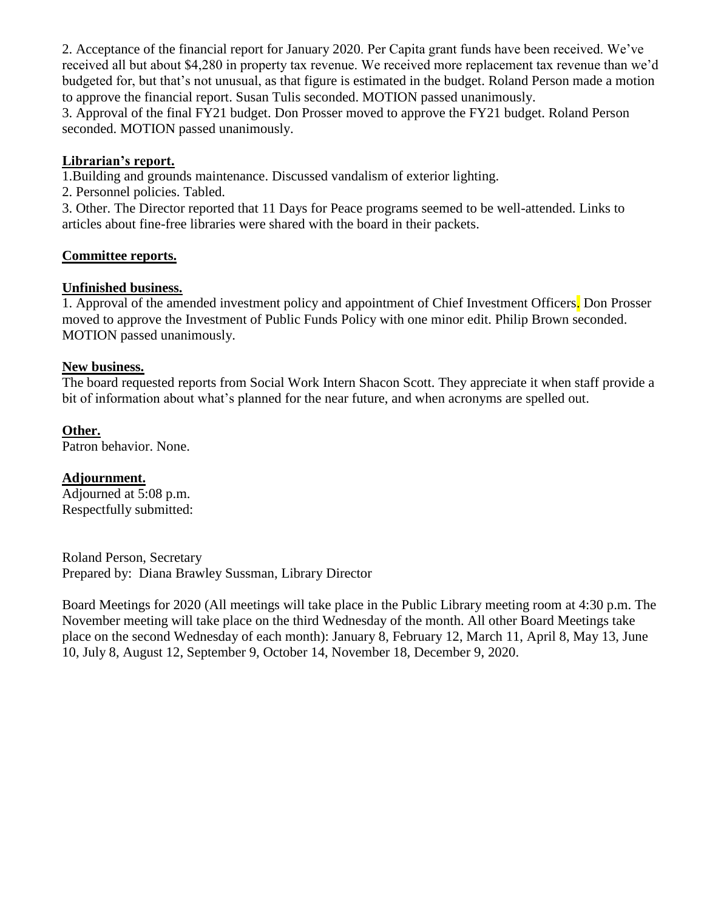2. Acceptance of the financial report for January 2020. Per Capita grant funds have been received. We've received all but about $4,280 in property tax revenue. We received more replacement tax revenue than we'd budgeted for, but that's not unusual, as that figure is estimated in the budget. Roland Person made a motion to approve the financial report. Susan Tulis seconded. MOTION passed unanimously.
3. Approval of the final FY21 budget. Don Prosser moved to approve the FY21 budget. Roland Person seconded. MOTION passed unanimously.

**Librarian's report.**

1.Building and grounds maintenance. Discussed vandalism of exterior lighting.
2. Personnel policies. Tabled.
3. Other. The Director reported that 11 Days for Peace programs seemed to be well-attended. Links to articles about fine-free libraries were shared with the board in their packets.

**Committee reports.**

**Unfinished business.**

1. Approval of the amended investment policy and appointment of Chief Investment Officers. Don Prosser moved to approve the Investment of Public Funds Policy with one minor edit. Philip Brown seconded. MOTION passed unanimously.

**New business.**

The board requested reports from Social Work Intern Shacon Scott. They appreciate it when staff provide a bit of information about what's planned for the near future, and when acronyms are spelled out.

**Other.**

Patron behavior. None.

**Adjournment.**

Adjourned at 5:08 p.m.
Respectfully submitted:

Roland Person, Secretary
Prepared by: Diana Brawley Sussman, Library Director

Board Meetings for 2020 (All meetings will take place in the Public Library meeting room at 4:30 p.m. The November meeting will take place on the third Wednesday of the month. All other Board Meetings take place on the second Wednesday of each month): January 8, February 12, March 11, April 8, May 13, June 10, July 8, August 12, September 9, October 14, November 18, December 9, 2020.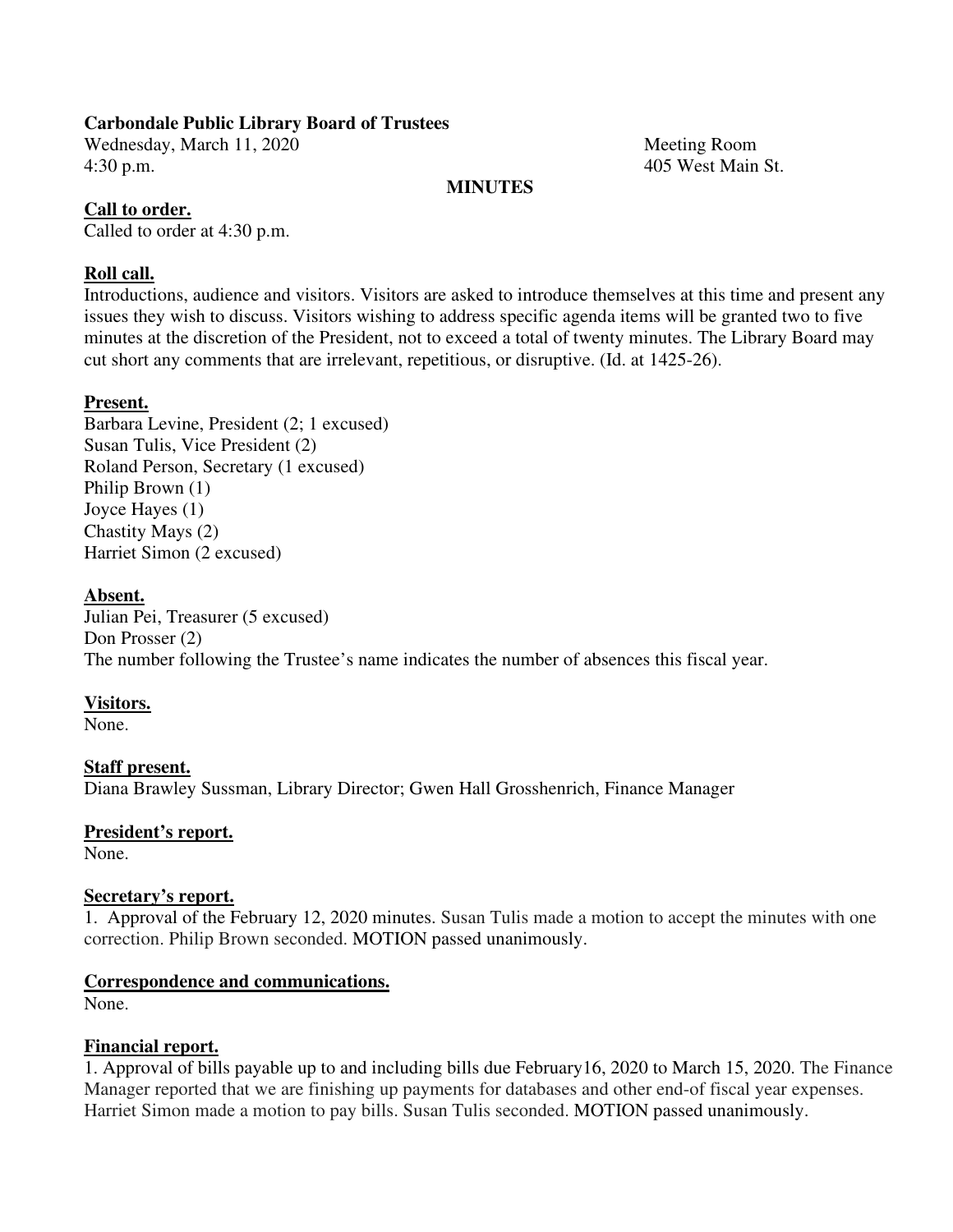**Carbondale Public Library Board of Trustees**

Wednesday, March 11, 2020
4:30 p.m.

Meeting Room
405 West Main St.

**MINUTES**

**Call to order.**

Called to order at 4:30 p.m.

**Roll call.**

Introductions, audience and visitors. Visitors are asked to introduce themselves at this time and present any issues they wish to discuss. Visitors wishing to address specific agenda items will be granted two to five minutes at the discretion of the President, not to exceed a total of twenty minutes. The Library Board may cut short any comments that are irrelevant, repetitious, or disruptive. (Id. at 1425-26).

**Present.**

Barbara Levine, President (2; 1 excused)
Susan Tulis, Vice President (2)
Roland Person, Secretary (1 excused)
Philip Brown (1)
Joyce Hayes (1)
Chastity Mays (2)
Harriet Simon (2 excused)

**Absent.**

Julian Pei, Treasurer (5 excused)
Don Prosser (2)
The number following the Trustee's name indicates the number of absences this fiscal year.

**Visitors.**

None.

**Staff present.**

Diana Brawley Sussman, Library Director; Gwen Hall Grosshenrich, Finance Manager

**President's report.**

None.

**Secretary's report.**

1. Approval of the February 12, 2020 minutes. Susan Tulis made a motion to accept the minutes with one correction. Philip Brown seconded. MOTION passed unanimously.

**Correspondence and communications.**

None.

**Financial report.**

1. Approval of bills payable up to and including bills due February16, 2020 to March 15, 2020. The Finance Manager reported that we are finishing up payments for databases and other end-of fiscal year expenses. Harriet Simon made a motion to pay bills. Susan Tulis seconded. MOTION passed unanimously.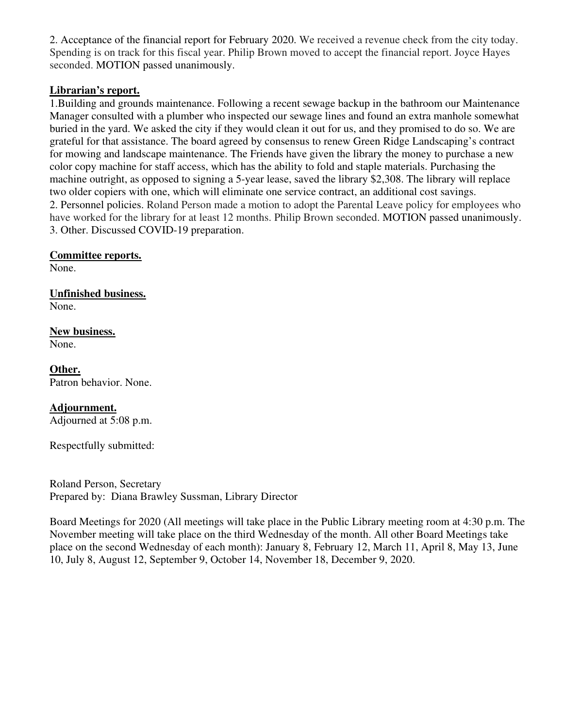2. Acceptance of the financial report for February 2020. We received a revenue check from the city today. Spending is on track for this fiscal year. Philip Brown moved to accept the financial report. Joyce Hayes seconded. MOTION passed unanimously.

**Librarian's report.**

1.Building and grounds maintenance. Following a recent sewage backup in the bathroom our Maintenance Manager consulted with a plumber who inspected our sewage lines and found an extra manhole somewhat buried in the yard. We asked the city if they would clean it out for us, and they promised to do so. We are grateful for that assistance. The board agreed by consensus to renew Green Ridge Landscaping's contract for mowing and landscape maintenance. The Friends have given the library the money to purchase a new color copy machine for staff access, which has the ability to fold and staple materials. Purchasing the machine outright, as opposed to signing a 5-year lease, saved the library $2,308. The library will replace two older copiers with one, which will eliminate one service contract, an additional cost savings.

2. Personnel policies. Roland Person made a motion to adopt the Parental Leave policy for employees who have worked for the library for at least 12 months. Philip Brown seconded. MOTION passed unanimously.

3. Other. Discussed COVID-19 preparation.

**Committee reports.**

None.

**Unfinished business.**

None.

**New business.**

None.

**Other.**

Patron behavior. None.

**Adjournment.**

Adjourned at 5:08 p.m.

Respectfully submitted:

Roland Person, Secretary
Prepared by: Diana Brawley Sussman, Library Director

Board Meetings for 2020 (All meetings will take place in the Public Library meeting room at 4:30 p.m. The November meeting will take place on the third Wednesday of the month. All other Board Meetings take place on the second Wednesday of each month): January 8, February 12, March 11, April 8, May 13, June 10, July 8, August 12, September 9, October 14, November 18, December 9, 2020.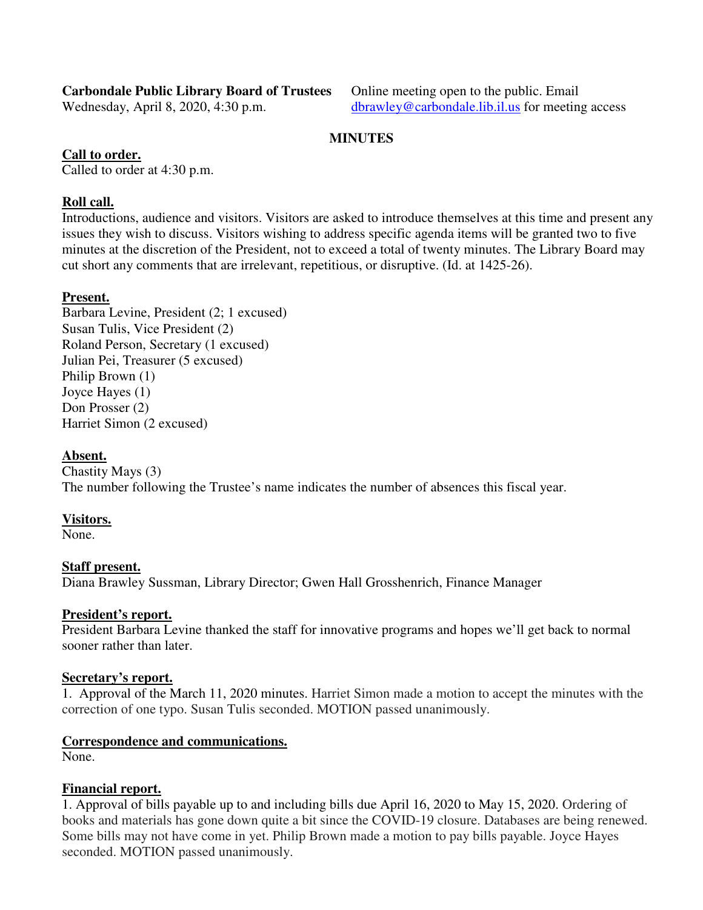**Carbondale Public Library Board of Trustees**
Wednesday, April 8, 2020, 4:30 p.m.

Online meeting open to the public. Email dbrawley@carbondale.lib.il.us for meeting access

## MINUTES

**Call to order.**
Called to order at 4:30 p.m.

**Roll call.**
Introductions, audience and visitors. Visitors are asked to introduce themselves at this time and present any issues they wish to discuss. Visitors wishing to address specific agenda items will be granted two to five minutes at the discretion of the President, not to exceed a total of twenty minutes. The Library Board may cut short any comments that are irrelevant, repetitious, or disruptive. (Id. at 1425-26).

**Present.**
Barbara Levine, President (2; 1 excused)
Susan Tulis, Vice President (2)
Roland Person, Secretary (1 excused)
Julian Pei, Treasurer (5 excused)
Philip Brown (1)
Joyce Hayes (1)
Don Prosser (2)
Harriet Simon (2 excused)

**Absent.**
Chastity Mays (3)
The number following the Trustee's name indicates the number of absences this fiscal year.

**Visitors.**
None.

**Staff present.**
Diana Brawley Sussman, Library Director; Gwen Hall Grosshenrich, Finance Manager

**President's report.**
President Barbara Levine thanked the staff for innovative programs and hopes we'll get back to normal sooner rather than later.

**Secretary's report.**
1. Approval of the March 11, 2020 minutes. Harriet Simon made a motion to accept the minutes with the correction of one typo. Susan Tulis seconded. MOTION passed unanimously.

**Correspondence and communications.**
None.

**Financial report.**
1. Approval of bills payable up to and including bills due April 16, 2020 to May 15, 2020. Ordering of books and materials has gone down quite a bit since the COVID-19 closure. Databases are being renewed. Some bills may not have come in yet. Philip Brown made a motion to pay bills payable. Joyce Hayes seconded. MOTION passed unanimously.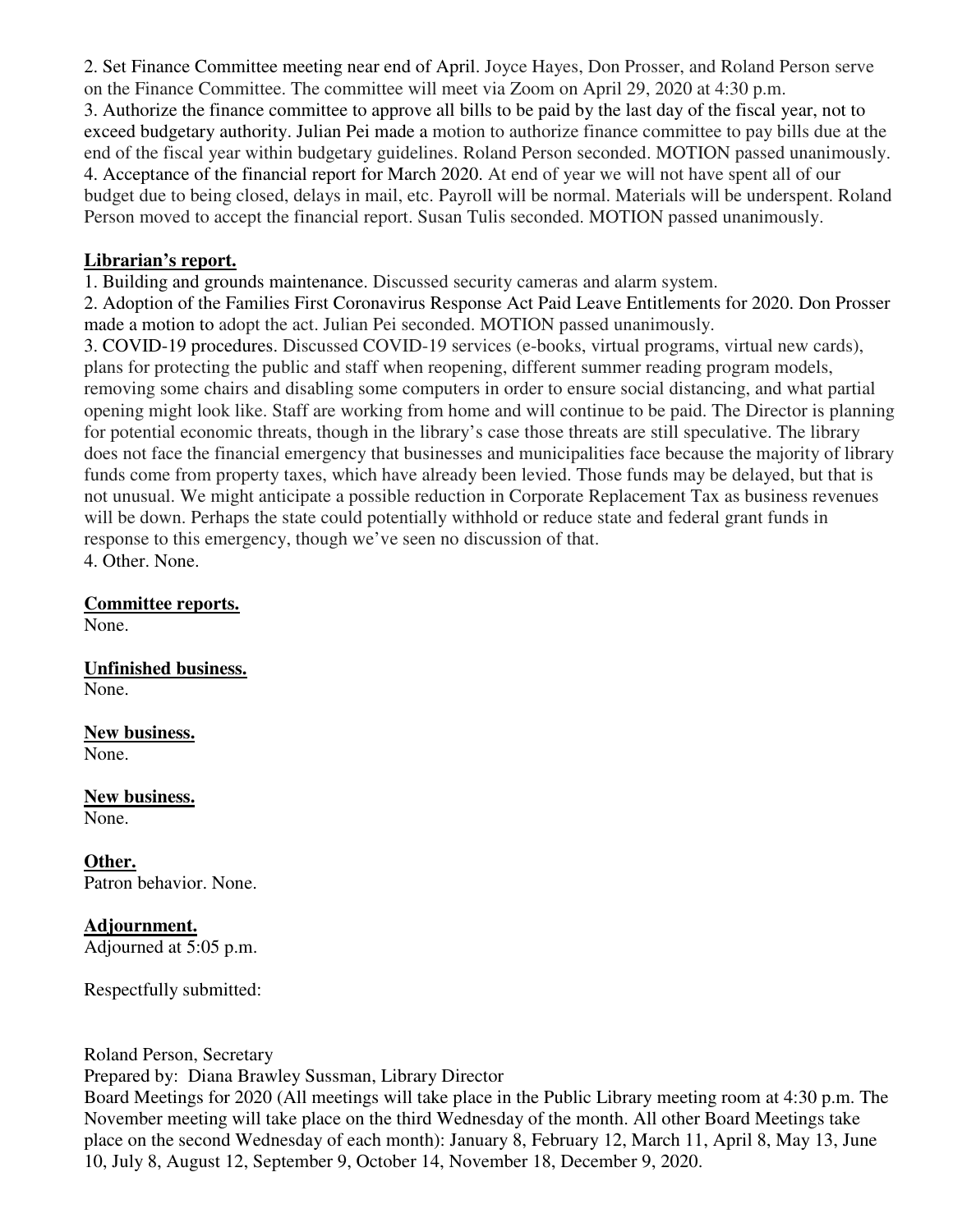2. Set Finance Committee meeting near end of April. Joyce Hayes, Don Prosser, and Roland Person serve on the Finance Committee. The committee will meet via Zoom on April 29, 2020 at 4:30 p.m.
3. Authorize the finance committee to approve all bills to be paid by the last day of the fiscal year, not to exceed budgetary authority. Julian Pei made a motion to authorize finance committee to pay bills due at the end of the fiscal year within budgetary guidelines. Roland Person seconded. MOTION passed unanimously.
4. Acceptance of the financial report for March 2020. At end of year we will not have spent all of our budget due to being closed, delays in mail, etc. Payroll will be normal. Materials will be underspent. Roland Person moved to accept the financial report. Susan Tulis seconded. MOTION passed unanimously.

**Librarian's report.**

1. Building and grounds maintenance. Discussed security cameras and alarm system.
2. Adoption of the Families First Coronavirus Response Act Paid Leave Entitlements for 2020. Don Prosser made a motion to adopt the act. Julian Pei seconded. MOTION passed unanimously.
3. COVID-19 procedures. Discussed COVID-19 services (e-books, virtual programs, virtual new cards), plans for protecting the public and staff when reopening, different summer reading program models, removing some chairs and disabling some computers in order to ensure social distancing, and what partial opening might look like. Staff are working from home and will continue to be paid. The Director is planning for potential economic threats, though in the library's case those threats are still speculative. The library does not face the financial emergency that businesses and municipalities face because the majority of library funds come from property taxes, which have already been levied. Those funds may be delayed, but that is not unusual. We might anticipate a possible reduction in Corporate Replacement Tax as business revenues will be down. Perhaps the state could potentially withhold or reduce state and federal grant funds in response to this emergency, though we've seen no discussion of that.
4. Other. None.

**Committee reports.**
None.

**Unfinished business.**
None.

**New business.**
None.

**New business.**
None.

**Other.**
Patron behavior. None.

**Adjournment.**
Adjourned at 5:05 p.m.

Respectfully submitted:

Roland Person, Secretary
Prepared by: Diana Brawley Sussman, Library Director
Board Meetings for 2020 (All meetings will take place in the Public Library meeting room at 4:30 p.m. The November meeting will take place on the third Wednesday of the month. All other Board Meetings take place on the second Wednesday of each month): January 8, February 12, March 11, April 8, May 13, June 10, July 8, August 12, September 9, October 14, November 18, December 9, 2020.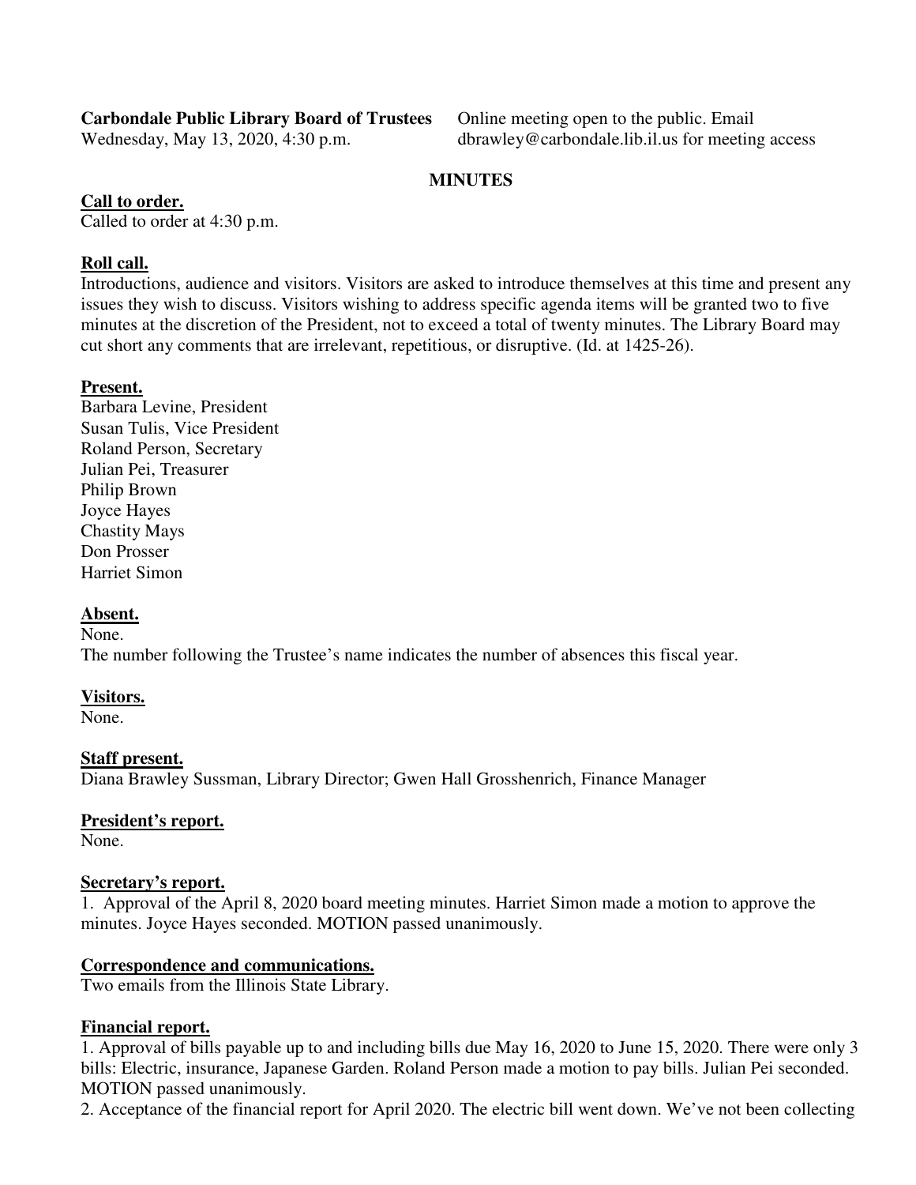**Carbondale Public Library Board of Trustees**
Wednesday, May 13, 2020, 4:30 p.m.

Online meeting open to the public. Email dbrawley@carbondale.lib.il.us for meeting access

## MINUTES

**Call to order.**
Called to order at 4:30 p.m.

**Roll call.**
Introductions, audience and visitors. Visitors are asked to introduce themselves at this time and present any issues they wish to discuss. Visitors wishing to address specific agenda items will be granted two to five minutes at the discretion of the President, not to exceed a total of twenty minutes. The Library Board may cut short any comments that are irrelevant, repetitious, or disruptive. (Id. at 1425-26).

**Present.**
Barbara Levine, President
Susan Tulis, Vice President
Roland Person, Secretary
Julian Pei, Treasurer
Philip Brown
Joyce Hayes
Chastity Mays
Don Prosser
Harriet Simon

**Absent.**
None.
The number following the Trustee's name indicates the number of absences this fiscal year.

**Visitors.**
None.

**Staff present.**
Diana Brawley Sussman, Library Director; Gwen Hall Grosshenrich, Finance Manager

**President's report.**
None.

**Secretary's report.**
1. Approval of the April 8, 2020 board meeting minutes. Harriet Simon made a motion to approve the minutes. Joyce Hayes seconded. MOTION passed unanimously.

**Correspondence and communications.**
Two emails from the Illinois State Library.

**Financial report.**
1. Approval of bills payable up to and including bills due May 16, 2020 to June 15, 2020. There were only 3 bills: Electric, insurance, Japanese Garden. Roland Person made a motion to pay bills. Julian Pei seconded. MOTION passed unanimously.
2. Acceptance of the financial report for April 2020. The electric bill went down. We've not been collecting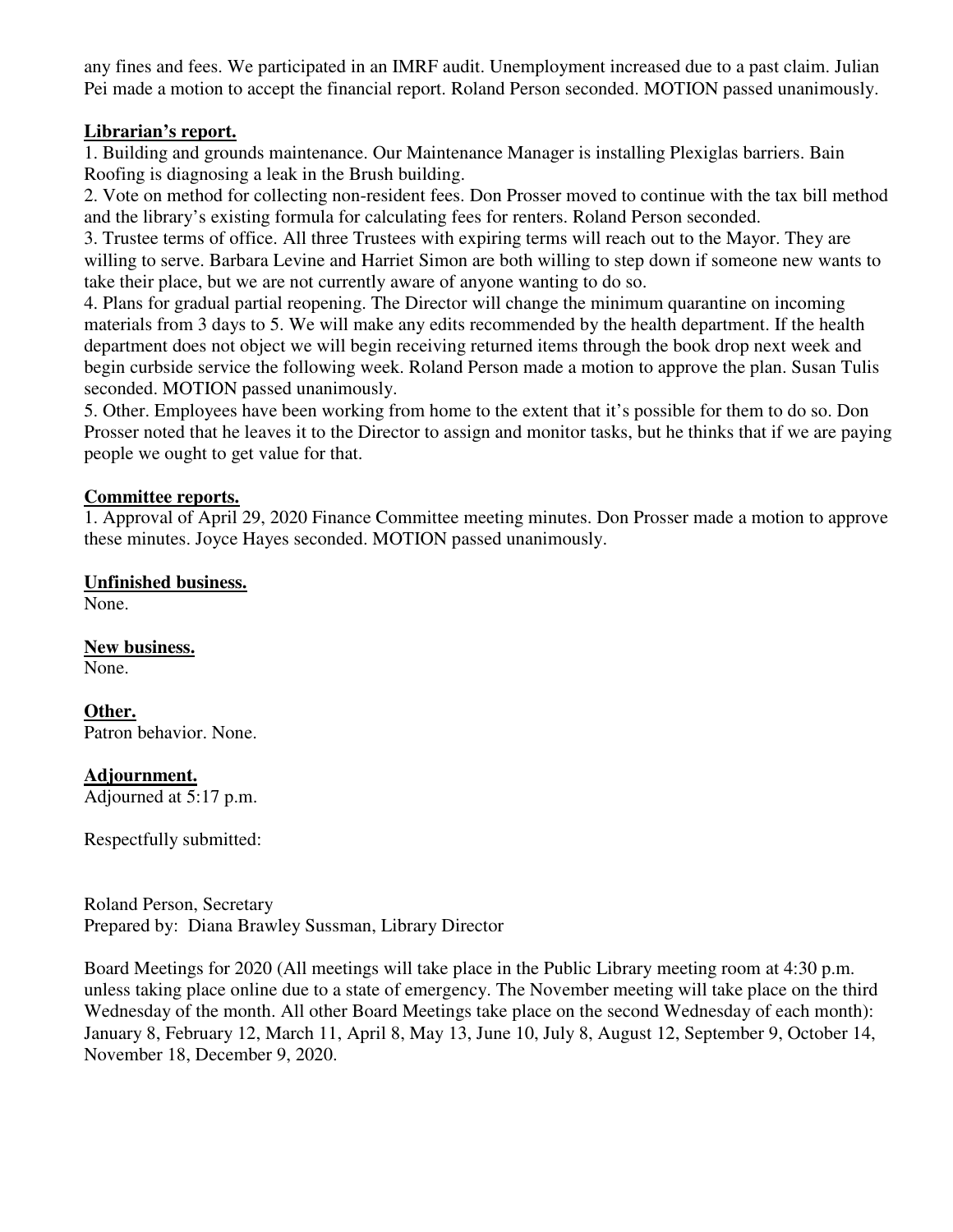any fines and fees. We participated in an IMRF audit. Unemployment increased due to a past claim. Julian Pei made a motion to accept the financial report. Roland Person seconded. MOTION passed unanimously.

**Librarian's report.**

1. Building and grounds maintenance. Our Maintenance Manager is installing Plexiglas barriers. Bain Roofing is diagnosing a leak in the Brush building.
2. Vote on method for collecting non-resident fees. Don Prosser moved to continue with the tax bill method and the library's existing formula for calculating fees for renters. Roland Person seconded.
3. Trustee terms of office. All three Trustees with expiring terms will reach out to the Mayor. They are willing to serve. Barbara Levine and Harriet Simon are both willing to step down if someone new wants to take their place, but we are not currently aware of anyone wanting to do so.
4. Plans for gradual partial reopening. The Director will change the minimum quarantine on incoming materials from 3 days to 5. We will make any edits recommended by the health department. If the health department does not object we will begin receiving returned items through the book drop next week and begin curbside service the following week. Roland Person made a motion to approve the plan. Susan Tulis seconded. MOTION passed unanimously.
5. Other. Employees have been working from home to the extent that it's possible for them to do so. Don Prosser noted that he leaves it to the Director to assign and monitor tasks, but he thinks that if we are paying people we ought to get value for that.

**Committee reports.**

1. Approval of April 29, 2020 Finance Committee meeting minutes. Don Prosser made a motion to approve these minutes. Joyce Hayes seconded. MOTION passed unanimously.

**Unfinished business.**

None.

**New business.**

None.

**Other.**

Patron behavior. None.

**Adjournment.**

Adjourned at 5:17 p.m.

Respectfully submitted:

Roland Person, Secretary
Prepared by: Diana Brawley Sussman, Library Director

Board Meetings for 2020 (All meetings will take place in the Public Library meeting room at 4:30 p.m. unless taking place online due to a state of emergency. The November meeting will take place on the third Wednesday of the month. All other Board Meetings take place on the second Wednesday of each month): January 8, February 12, March 11, April 8, May 13, June 10, July 8, August 12, September 9, October 14, November 18, December 9, 2020.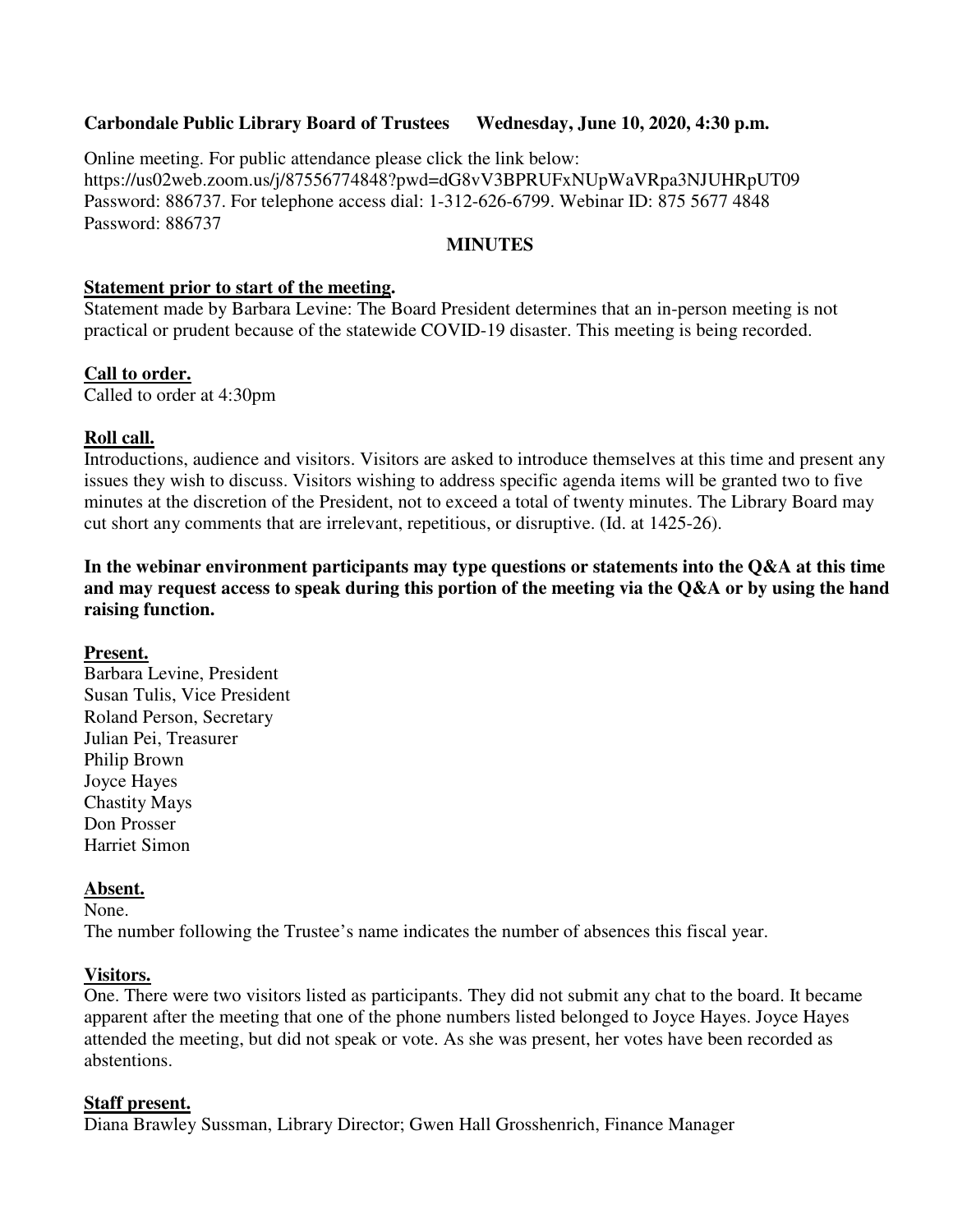**Carbondale Public Library Board of Trustees      Wednesday, June 10, 2020, 4:30 p.m.**

Online meeting. For public attendance please click the link below:
https://us02web.zoom.us/j/87556774848?pwd=dG8vV3BPRUFxNUpWaVRpa3NJUHRpUT09
Password: 886737. For telephone access dial: 1-312-626-6799. Webinar ID: 875 5677 4848
Password: 886737

**MINUTES**

**Statement prior to start of the meeting.**

Statement made by Barbara Levine: The Board President determines that an in-person meeting is not practical or prudent because of the statewide COVID-19 disaster. This meeting is being recorded.

**Call to order.**

Called to order at 4:30pm

**Roll call.**

Introductions, audience and visitors. Visitors are asked to introduce themselves at this time and present any issues they wish to discuss. Visitors wishing to address specific agenda items will be granted two to five minutes at the discretion of the President, not to exceed a total of twenty minutes. The Library Board may cut short any comments that are irrelevant, repetitious, or disruptive. (Id. at 1425-26).

**In the webinar environment participants may type questions or statements into the Q&A at this time and may request access to speak during this portion of the meeting via the Q&A or by using the hand raising function.**

**Present.**

Barbara Levine, President
Susan Tulis, Vice President
Roland Person, Secretary
Julian Pei, Treasurer
Philip Brown
Joyce Hayes
Chastity Mays
Don Prosser
Harriet Simon

**Absent.**

None.
The number following the Trustee's name indicates the number of absences this fiscal year.

**Visitors.**

One. There were two visitors listed as participants. They did not submit any chat to the board. It became apparent after the meeting that one of the phone numbers listed belonged to Joyce Hayes. Joyce Hayes attended the meeting, but did not speak or vote. As she was present, her votes have been recorded as abstentions.

**Staff present.**

Diana Brawley Sussman, Library Director; Gwen Hall Grosshenrich, Finance Manager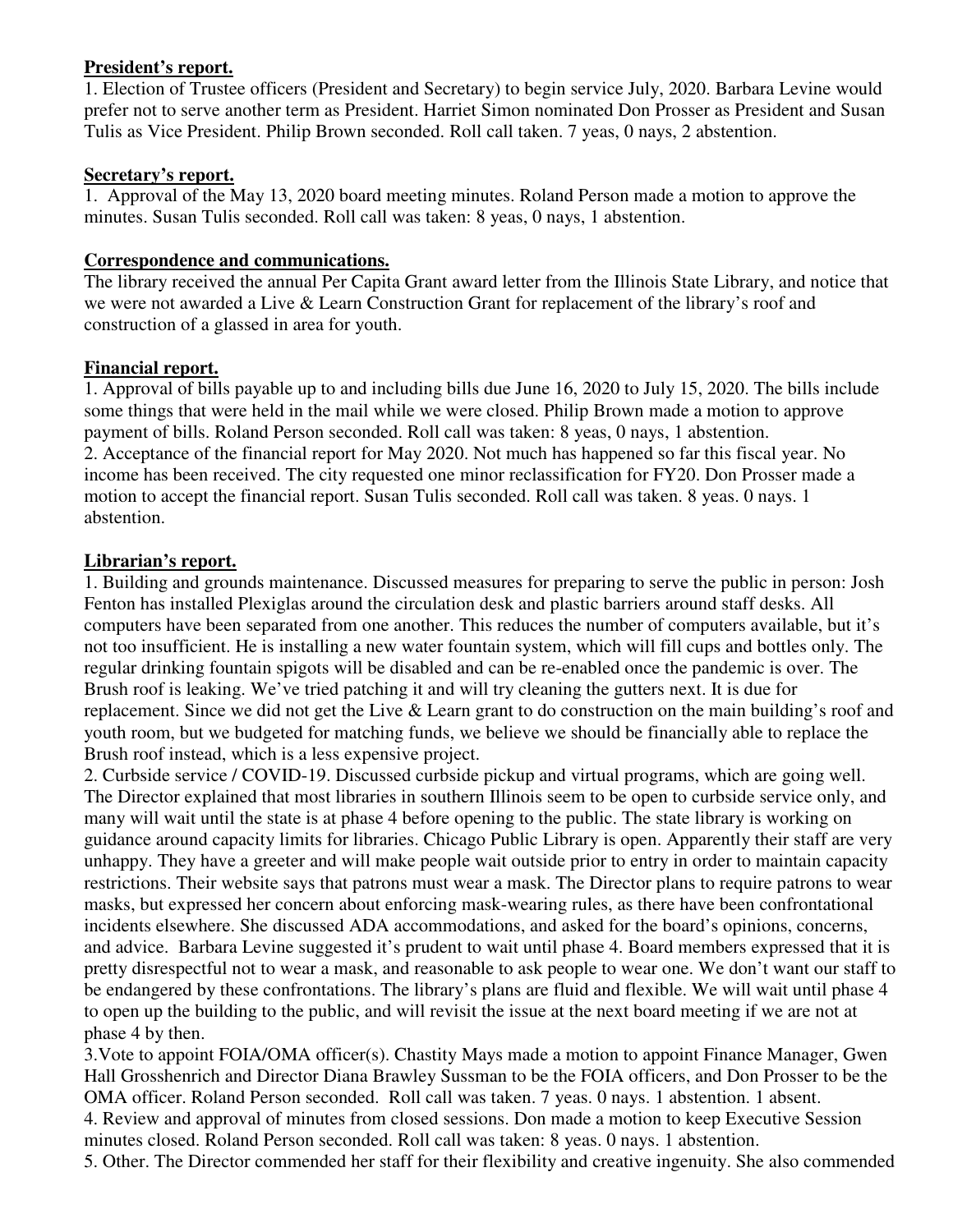**President's report.**

1. Election of Trustee officers (President and Secretary) to begin service July, 2020. Barbara Levine would prefer not to serve another term as President. Harriet Simon nominated Don Prosser as President and Susan Tulis as Vice President. Philip Brown seconded. Roll call taken. 7 yeas, 0 nays, 2 abstention.

**Secretary's report.**

1. Approval of the May 13, 2020 board meeting minutes. Roland Person made a motion to approve the minutes. Susan Tulis seconded. Roll call was taken: 8 yeas, 0 nays, 1 abstention.

**Correspondence and communications.**

The library received the annual Per Capita Grant award letter from the Illinois State Library, and notice that we were not awarded a Live & Learn Construction Grant for replacement of the library's roof and construction of a glassed in area for youth.

**Financial report.**

1. Approval of bills payable up to and including bills due June 16, 2020 to July 15, 2020. The bills include some things that were held in the mail while we were closed. Philip Brown made a motion to approve payment of bills. Roland Person seconded. Roll call was taken: 8 yeas, 0 nays, 1 abstention.
2. Acceptance of the financial report for May 2020. Not much has happened so far this fiscal year. No income has been received. The city requested one minor reclassification for FY20. Don Prosser made a motion to accept the financial report. Susan Tulis seconded. Roll call was taken. 8 yeas. 0 nays. 1 abstention.

**Librarian's report.**

1. Building and grounds maintenance. Discussed measures for preparing to serve the public in person: Josh Fenton has installed Plexiglas around the circulation desk and plastic barriers around staff desks. All computers have been separated from one another. This reduces the number of computers available, but it's not too insufficient. He is installing a new water fountain system, which will fill cups and bottles only. The regular drinking fountain spigots will be disabled and can be re-enabled once the pandemic is over. The Brush roof is leaking. We've tried patching it and will try cleaning the gutters next. It is due for replacement. Since we did not get the Live & Learn grant to do construction on the main building's roof and youth room, but we budgeted for matching funds, we believe we should be financially able to replace the Brush roof instead, which is a less expensive project.
2. Curbside service / COVID-19. Discussed curbside pickup and virtual programs, which are going well. The Director explained that most libraries in southern Illinois seem to be open to curbside service only, and many will wait until the state is at phase 4 before opening to the public. The state library is working on guidance around capacity limits for libraries. Chicago Public Library is open. Apparently their staff are very unhappy. They have a greeter and will make people wait outside prior to entry in order to maintain capacity restrictions. Their website says that patrons must wear a mask. The Director plans to require patrons to wear masks, but expressed her concern about enforcing mask-wearing rules, as there have been confrontational incidents elsewhere. She discussed ADA accommodations, and asked for the board's opinions, concerns, and advice. Barbara Levine suggested it's prudent to wait until phase 4. Board members expressed that it is pretty disrespectful not to wear a mask, and reasonable to ask people to wear one. We don't want our staff to be endangered by these confrontations. The library's plans are fluid and flexible. We will wait until phase 4 to open up the building to the public, and will revisit the issue at the next board meeting if we are not at phase 4 by then.
3. Vote to appoint FOIA/OMA officer(s). Chastity Mays made a motion to appoint Finance Manager, Gwen Hall Grosshenrich and Director Diana Brawley Sussman to be the FOIA officers, and Don Prosser to be the OMA officer. Roland Person seconded. Roll call was taken. 7 yeas. 0 nays. 1 abstention. 1 absent.
4. Review and approval of minutes from closed sessions. Don made a motion to keep Executive Session minutes closed. Roland Person seconded. Roll call was taken: 8 yeas. 0 nays. 1 abstention.
5. Other. The Director commended her staff for their flexibility and creative ingenuity. She also commended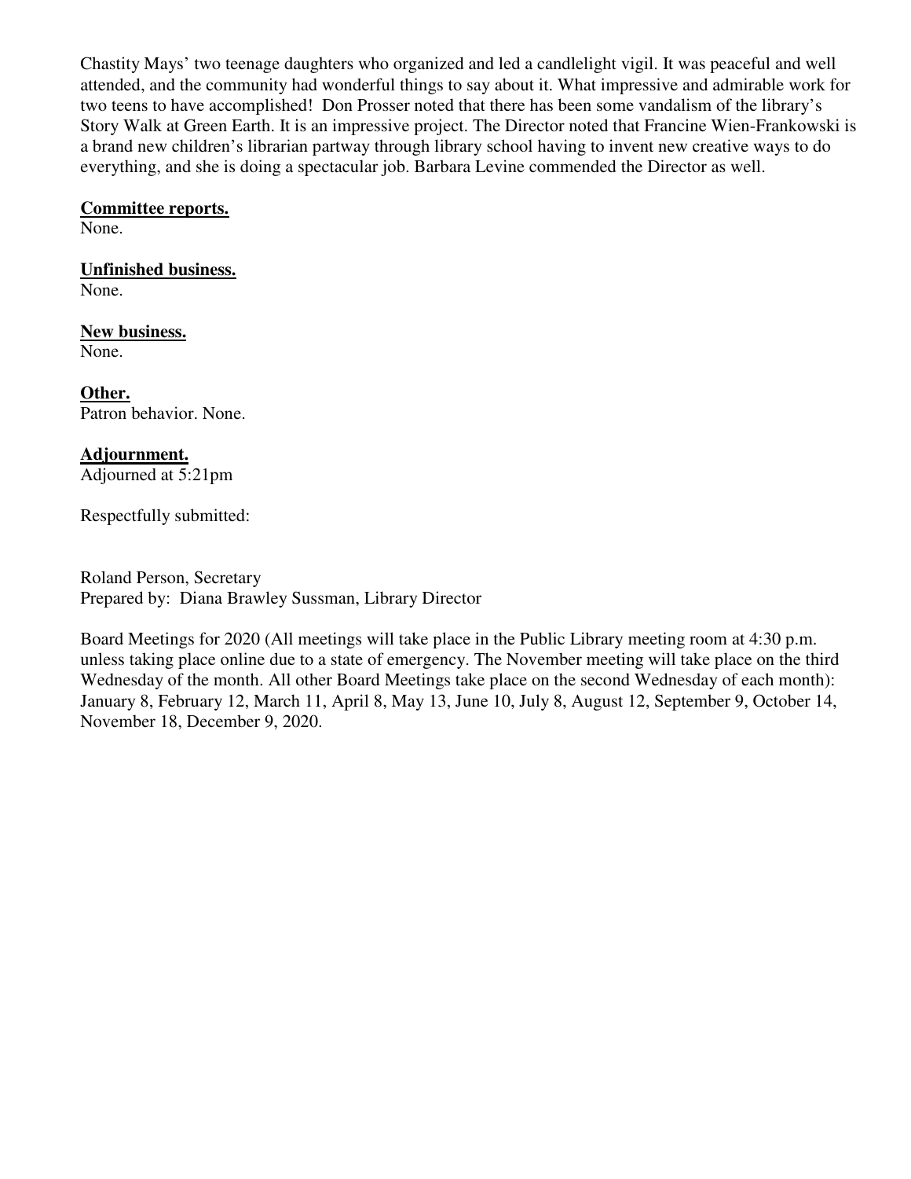Chastity Mays' two teenage daughters who organized and led a candlelight vigil. It was peaceful and well attended, and the community had wonderful things to say about it. What impressive and admirable work for two teens to have accomplished! Don Prosser noted that there has been some vandalism of the library's Story Walk at Green Earth. It is an impressive project. The Director noted that Francine Wien-Frankowski is a brand new children's librarian partway through library school having to invent new creative ways to do everything, and she is doing a spectacular job. Barbara Levine commended the Director as well.

**Committee reports.**
None.

**Unfinished business.**
None.

**New business.**
None.

**Other.**
Patron behavior. None.

**Adjournment.**
Adjourned at 5:21pm

Respectfully submitted:

Roland Person, Secretary
Prepared by: Diana Brawley Sussman, Library Director

Board Meetings for 2020 (All meetings will take place in the Public Library meeting room at 4:30 p.m. unless taking place online due to a state of emergency. The November meeting will take place on the third Wednesday of the month. All other Board Meetings take place on the second Wednesday of each month): January 8, February 12, March 11, April 8, May 13, June 10, July 8, August 12, September 9, October 14, November 18, December 9, 2020.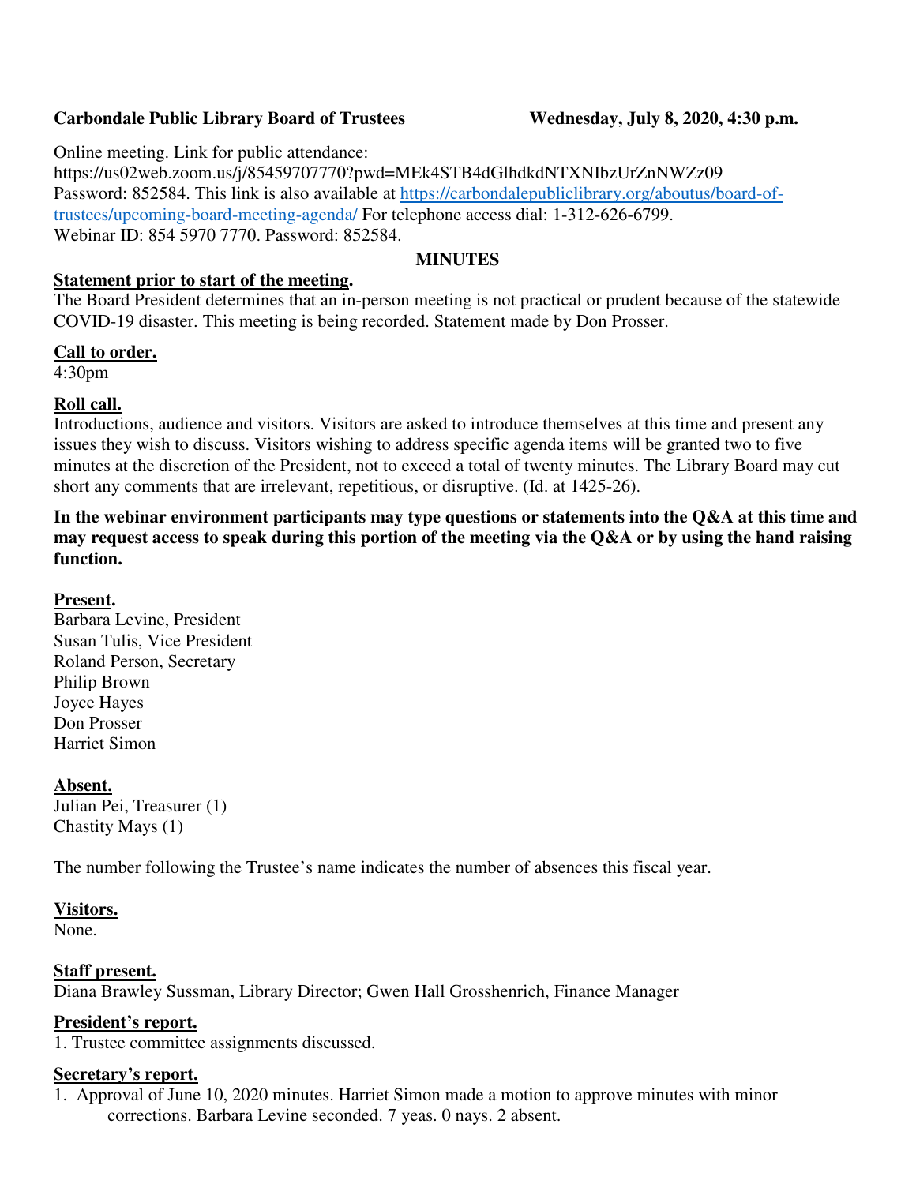**Carbondale Public Library Board of Trustees** **Wednesday, July 8, 2020, 4:30 p.m.**

Online meeting. Link for public attendance:
https://us02web.zoom.us/j/85459707770?pwd=MEk4STB4dGlhdkdNTXNIbzUrZnNWZz09
Password: 852584. This link is also available at https://carbondalepubliclibrary.org/aboutus/board-of-trustees/upcoming-board-meeting-agenda/ For telephone access dial: 1-312-626-6799.
Webinar ID: 854 5970 7770. Password: 852584.

**MINUTES**

**Statement prior to start of the meeting.**
The Board President determines that an in-person meeting is not practical or prudent because of the statewide COVID-19 disaster. This meeting is being recorded. Statement made by Don Prosser.

**Call to order.**
4:30pm

**Roll call.**
Introductions, audience and visitors. Visitors are asked to introduce themselves at this time and present any issues they wish to discuss. Visitors wishing to address specific agenda items will be granted two to five minutes at the discretion of the President, not to exceed a total of twenty minutes. The Library Board may cut short any comments that are irrelevant, repetitious, or disruptive. (Id. at 1425-26).

**In the webinar environment participants may type questions or statements into the Q&A at this time and may request access to speak during this portion of the meeting via the Q&A or by using the hand raising function.**

**Present.**
Barbara Levine, President
Susan Tulis, Vice President
Roland Person, Secretary
Philip Brown
Joyce Hayes
Don Prosser
Harriet Simon

**Absent.**
Julian Pei, Treasurer (1)
Chastity Mays (1)

The number following the Trustee's name indicates the number of absences this fiscal year.

**Visitors.**
None.

**Staff present.**
Diana Brawley Sussman, Library Director; Gwen Hall Grosshenrich, Finance Manager

**President's report.**
1. Trustee committee assignments discussed.

**Secretary's report.**
1. Approval of June 10, 2020 minutes. Harriet Simon made a motion to approve minutes with minor corrections. Barbara Levine seconded. 7 yeas. 0 nays. 2 absent.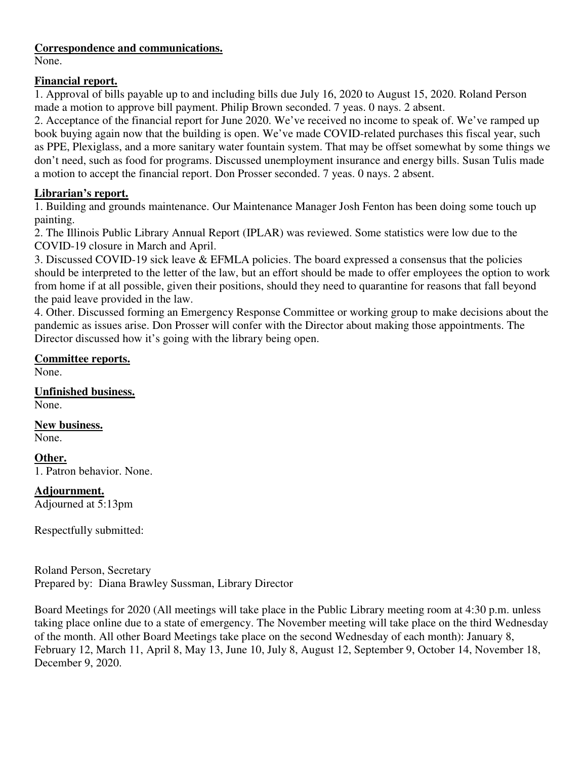**Correspondence and communications.**
None.

**Financial report.**
1. Approval of bills payable up to and including bills due July 16, 2020 to August 15, 2020. Roland Person made a motion to approve bill payment. Philip Brown seconded. 7 yeas. 0 nays. 2 absent.
2. Acceptance of the financial report for June 2020. We've received no income to speak of. We've ramped up book buying again now that the building is open. We've made COVID-related purchases this fiscal year, such as PPE, Plexiglass, and a more sanitary water fountain system. That may be offset somewhat by some things we don't need, such as food for programs. Discussed unemployment insurance and energy bills. Susan Tulis made a motion to accept the financial report. Don Prosser seconded. 7 yeas. 0 nays. 2 absent.

**Librarian's report.**
1. Building and grounds maintenance. Our Maintenance Manager Josh Fenton has been doing some touch up painting.
2. The Illinois Public Library Annual Report (IPLAR) was reviewed. Some statistics were low due to the COVID-19 closure in March and April.
3. Discussed COVID-19 sick leave & EFMLA policies. The board expressed a consensus that the policies should be interpreted to the letter of the law, but an effort should be made to offer employees the option to work from home if at all possible, given their positions, should they need to quarantine for reasons that fall beyond the paid leave provided in the law.
4. Other. Discussed forming an Emergency Response Committee or working group to make decisions about the pandemic as issues arise. Don Prosser will confer with the Director about making those appointments. The Director discussed how it's going with the library being open.

**Committee reports.**
None.

**Unfinished business.**
None.

**New business.**
None.

**Other.**
1. Patron behavior. None.

**Adjournment.**
Adjourned at 5:13pm

Respectfully submitted:

Roland Person, Secretary
Prepared by: Diana Brawley Sussman, Library Director

Board Meetings for 2020 (All meetings will take place in the Public Library meeting room at 4:30 p.m. unless taking place online due to a state of emergency. The November meeting will take place on the third Wednesday of the month. All other Board Meetings take place on the second Wednesday of each month): January 8, February 12, March 11, April 8, May 13, June 10, July 8, August 12, September 9, October 14, November 18, December 9, 2020.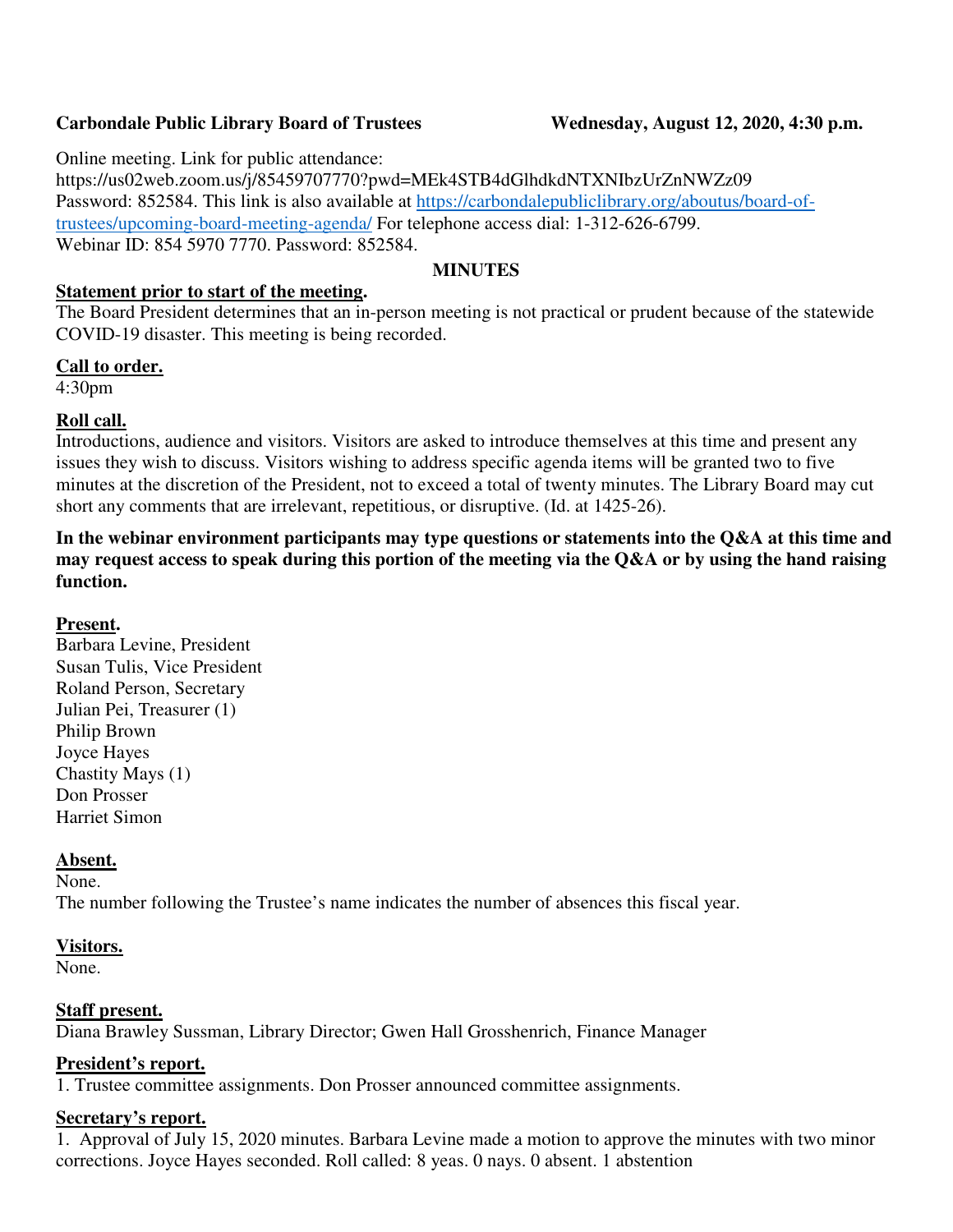**Carbondale Public Library Board of Trustees** **Wednesday, August 12, 2020, 4:30 p.m.**

Online meeting. Link for public attendance:
https://us02web.zoom.us/j/85459707770?pwd=MEk4STB4dGlhdkdNTXNIbzUrZnNWZz09
Password: 852584. This link is also available at [https://carbondalepubliclibrary.org/aboutus/board-of-trustees/upcoming-board-meeting-agenda/](https://carbondalepubliclibrary.org/aboutus/board-of-trustees/upcoming-board-meeting-agenda/) For telephone access dial: 1-312-626-6799.
Webinar ID: 854 5970 7770. Password: 852584.

**MINUTES**

**Statement prior to start of the meeting.**
The Board President determines that an in-person meeting is not practical or prudent because of the statewide COVID-19 disaster. This meeting is being recorded.

**Call to order.**
4:30pm

**Roll call.**
Introductions, audience and visitors. Visitors are asked to introduce themselves at this time and present any issues they wish to discuss. Visitors wishing to address specific agenda items will be granted two to five minutes at the discretion of the President, not to exceed a total of twenty minutes. The Library Board may cut short any comments that are irrelevant, repetitious, or disruptive. (Id. at 1425-26).

**In the webinar environment participants may type questions or statements into the Q&A at this time and may request access to speak during this portion of the meeting via the Q&A or by using the hand raising function.**

**Present.**
Barbara Levine, President
Susan Tulis, Vice President
Roland Person, Secretary
Julian Pei, Treasurer (1)
Philip Brown
Joyce Hayes
Chastity Mays (1)
Don Prosser
Harriet Simon

**Absent.**
None.
The number following the Trustee's name indicates the number of absences this fiscal year.

**Visitors.**
None.

**Staff present.**
Diana Brawley Sussman, Library Director; Gwen Hall Grosshenrich, Finance Manager

**President's report.**
1. Trustee committee assignments. Don Prosser announced committee assignments.

**Secretary's report.**
1. Approval of July 15, 2020 minutes. Barbara Levine made a motion to approve the minutes with two minor corrections. Joyce Hayes seconded. Roll called: 8 yeas. 0 nays. 0 absent. 1 abstention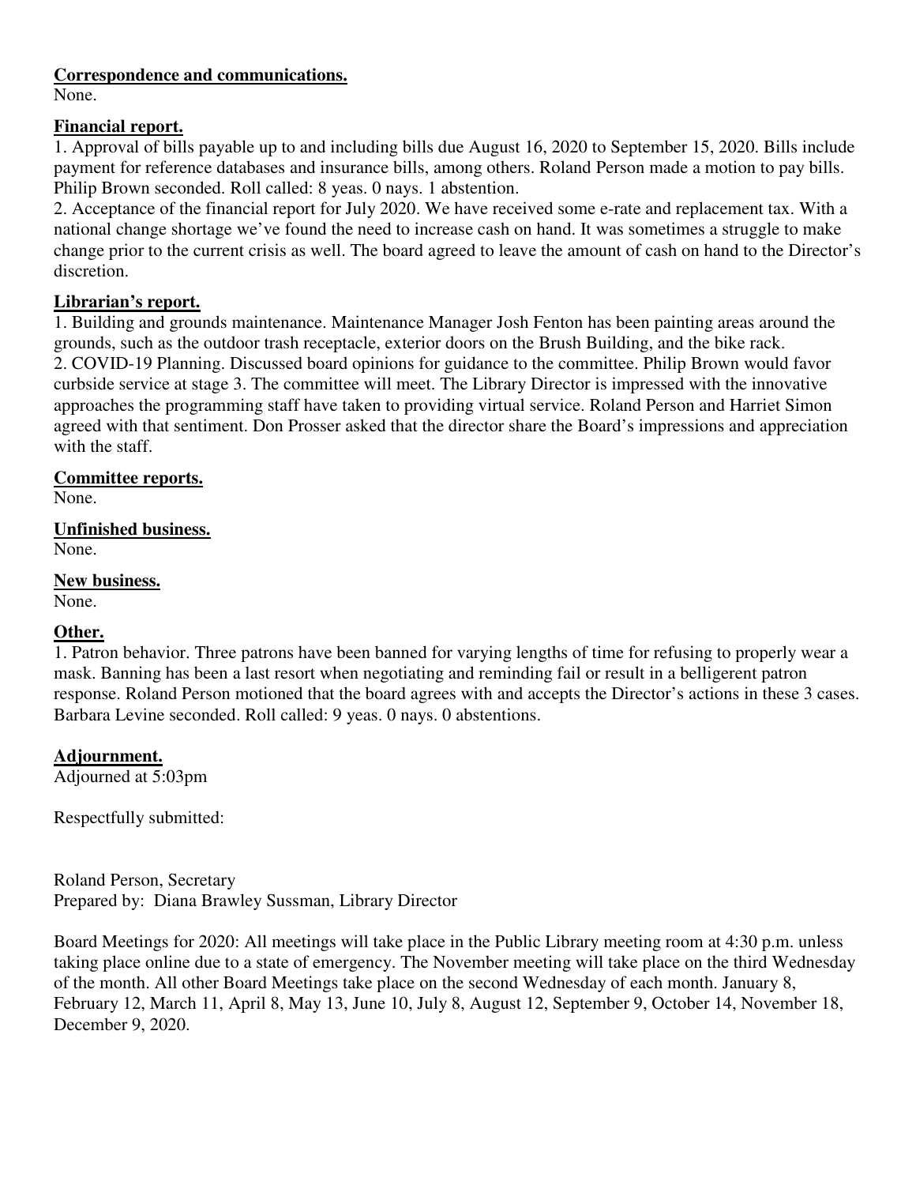**Correspondence and communications.**
None.

**Financial report.**
1. Approval of bills payable up to and including bills due August 16, 2020 to September 15, 2020. Bills include payment for reference databases and insurance bills, among others. Roland Person made a motion to pay bills. Philip Brown seconded. Roll called: 8 yeas. 0 nays. 1 abstention.
2. Acceptance of the financial report for July 2020. We have received some e-rate and replacement tax. With a national change shortage we've found the need to increase cash on hand. It was sometimes a struggle to make change prior to the current crisis as well. The board agreed to leave the amount of cash on hand to the Director's discretion.

**Librarian's report.**
1. Building and grounds maintenance. Maintenance Manager Josh Fenton has been painting areas around the grounds, such as the outdoor trash receptacle, exterior doors on the Brush Building, and the bike rack.
2. COVID-19 Planning. Discussed board opinions for guidance to the committee. Philip Brown would favor curbside service at stage 3. The committee will meet. The Library Director is impressed with the innovative approaches the programming staff have taken to providing virtual service. Roland Person and Harriet Simon agreed with that sentiment. Don Prosser asked that the director share the Board's impressions and appreciation with the staff.

**Committee reports.**
None.

**Unfinished business.**
None.

**New business.**
None.

**Other.**
1. Patron behavior. Three patrons have been banned for varying lengths of time for refusing to properly wear a mask. Banning has been a last resort when negotiating and reminding fail or result in a belligerent patron response. Roland Person motioned that the board agrees with and accepts the Director's actions in these 3 cases. Barbara Levine seconded. Roll called: 9 yeas. 0 nays. 0 abstentions.

**Adjournment.**
Adjourned at 5:03pm

Respectfully submitted:

Roland Person, Secretary
Prepared by: Diana Brawley Sussman, Library Director

Board Meetings for 2020: All meetings will take place in the Public Library meeting room at 4:30 p.m. unless taking place online due to a state of emergency. The November meeting will take place on the third Wednesday of the month. All other Board Meetings take place on the second Wednesday of each month. January 8, February 12, March 11, April 8, May 13, June 10, July 8, August 12, September 9, October 14, November 18, December 9, 2020.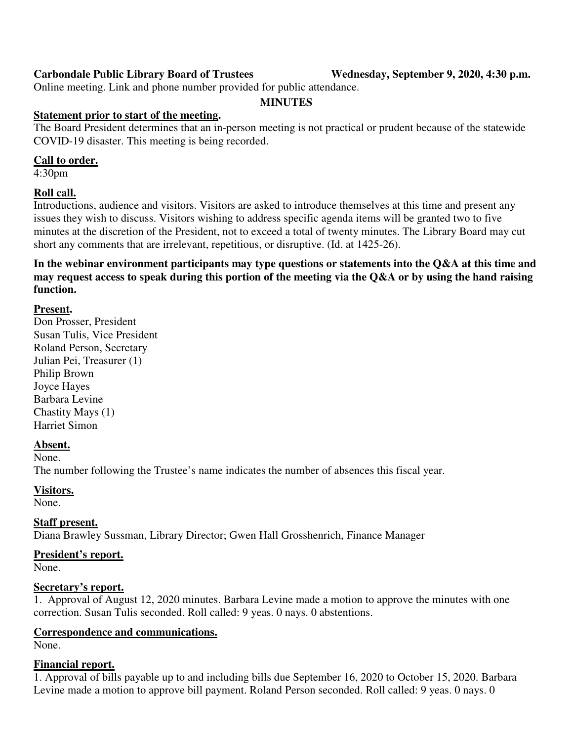**Carbondale Public Library Board of Trustees** **Wednesday, September 9, 2020, 4:30 p.m.**

Online meeting. Link and phone number provided for public attendance.

**MINUTES**

**Statement prior to start of the meeting.**

The Board President determines that an in-person meeting is not practical or prudent because of the statewide COVID-19 disaster. This meeting is being recorded.

**Call to order.**

4:30pm

**Roll call.**

Introductions, audience and visitors. Visitors are asked to introduce themselves at this time and present any issues they wish to discuss. Visitors wishing to address specific agenda items will be granted two to five minutes at the discretion of the President, not to exceed a total of twenty minutes. The Library Board may cut short any comments that are irrelevant, repetitious, or disruptive. (Id. at 1425-26).

**In the webinar environment participants may type questions or statements into the Q&A at this time and may request access to speak during this portion of the meeting via the Q&A or by using the hand raising function.**

**Present.**

Don Prosser, President
Susan Tulis, Vice President
Roland Person, Secretary
Julian Pei, Treasurer (1)
Philip Brown
Joyce Hayes
Barbara Levine
Chastity Mays (1)
Harriet Simon

**Absent.**

None.
The number following the Trustee's name indicates the number of absences this fiscal year.

**Visitors.**

None.

**Staff present.**

Diana Brawley Sussman, Library Director; Gwen Hall Grosshenrich, Finance Manager

**President's report.**

None.

**Secretary's report.**

1. Approval of August 12, 2020 minutes. Barbara Levine made a motion to approve the minutes with one correction. Susan Tulis seconded. Roll called: 9 yeas. 0 nays. 0 abstentions.

**Correspondence and communications.**

None.

**Financial report.**

1. Approval of bills payable up to and including bills due September 16, 2020 to October 15, 2020. Barbara Levine made a motion to approve bill payment. Roland Person seconded. Roll called: 9 yeas. 0 nays. 0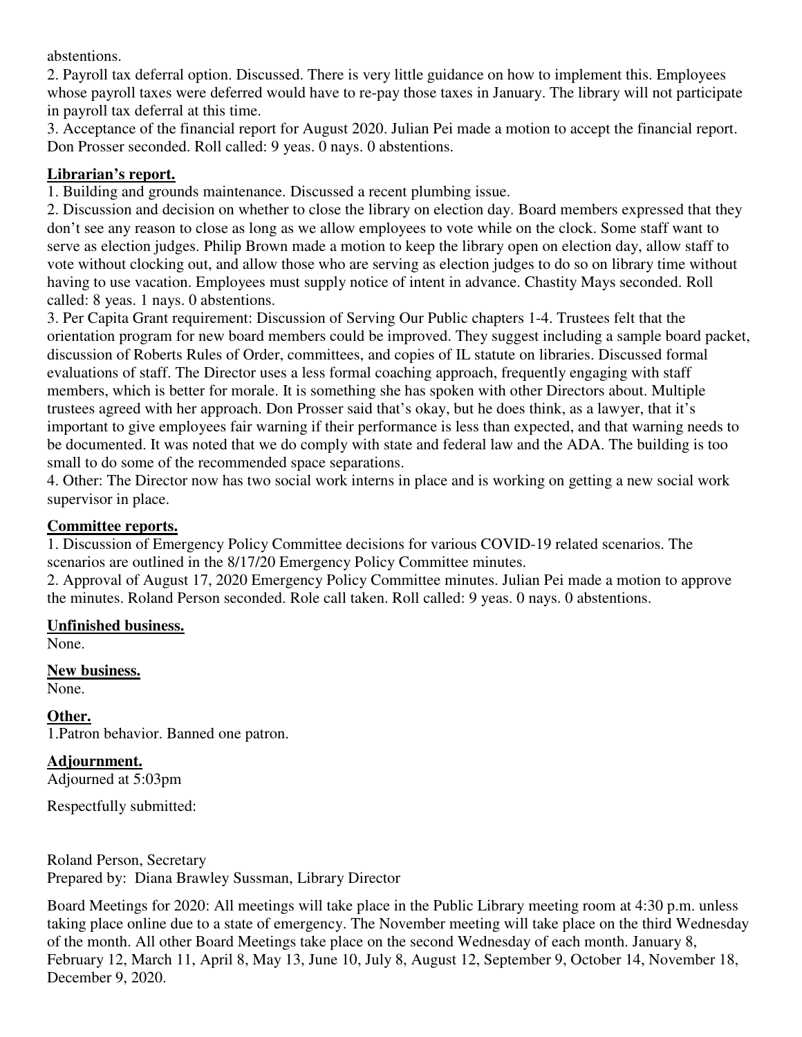abstentions.

2. Payroll tax deferral option. Discussed. There is very little guidance on how to implement this. Employees whose payroll taxes were deferred would have to re-pay those taxes in January. The library will not participate in payroll tax deferral at this time.

3. Acceptance of the financial report for August 2020. Julian Pei made a motion to accept the financial report. Don Prosser seconded. Roll called: 9 yeas. 0 nays. 0 abstentions.

**Librarian's report.**

1. Building and grounds maintenance. Discussed a recent plumbing issue.

2. Discussion and decision on whether to close the library on election day. Board members expressed that they don't see any reason to close as long as we allow employees to vote while on the clock. Some staff want to serve as election judges. Philip Brown made a motion to keep the library open on election day, allow staff to vote without clocking out, and allow those who are serving as election judges to do so on library time without having to use vacation. Employees must supply notice of intent in advance. Chastity Mays seconded. Roll called: 8 yeas. 1 nays. 0 abstentions.

3. Per Capita Grant requirement: Discussion of Serving Our Public chapters 1-4. Trustees felt that the orientation program for new board members could be improved. They suggest including a sample board packet, discussion of Roberts Rules of Order, committees, and copies of IL statute on libraries. Discussed formal evaluations of staff. The Director uses a less formal coaching approach, frequently engaging with staff members, which is better for morale. It is something she has spoken with other Directors about. Multiple trustees agreed with her approach. Don Prosser said that's okay, but he does think, as a lawyer, that it's important to give employees fair warning if their performance is less than expected, and that warning needs to be documented. It was noted that we do comply with state and federal law and the ADA. The building is too small to do some of the recommended space separations.

4. Other: The Director now has two social work interns in place and is working on getting a new social work supervisor in place.

**Committee reports.**

1. Discussion of Emergency Policy Committee decisions for various COVID-19 related scenarios. The scenarios are outlined in the 8/17/20 Emergency Policy Committee minutes.

2. Approval of August 17, 2020 Emergency Policy Committee minutes. Julian Pei made a motion to approve the minutes. Roland Person seconded. Role call taken. Roll called: 9 yeas. 0 nays. 0 abstentions.

**Unfinished business.**

None.

**New business.**

None.

**Other.**

1.Patron behavior. Banned one patron.

**Adjournment.**

Adjourned at 5:03pm

Respectfully submitted:

Roland Person, Secretary
Prepared by: Diana Brawley Sussman, Library Director

Board Meetings for 2020: All meetings will take place in the Public Library meeting room at 4:30 p.m. unless taking place online due to a state of emergency. The November meeting will take place on the third Wednesday of the month. All other Board Meetings take place on the second Wednesday of each month. January 8, February 12, March 11, April 8, May 13, June 10, July 8, August 12, September 9, October 14, November 18, December 9, 2020.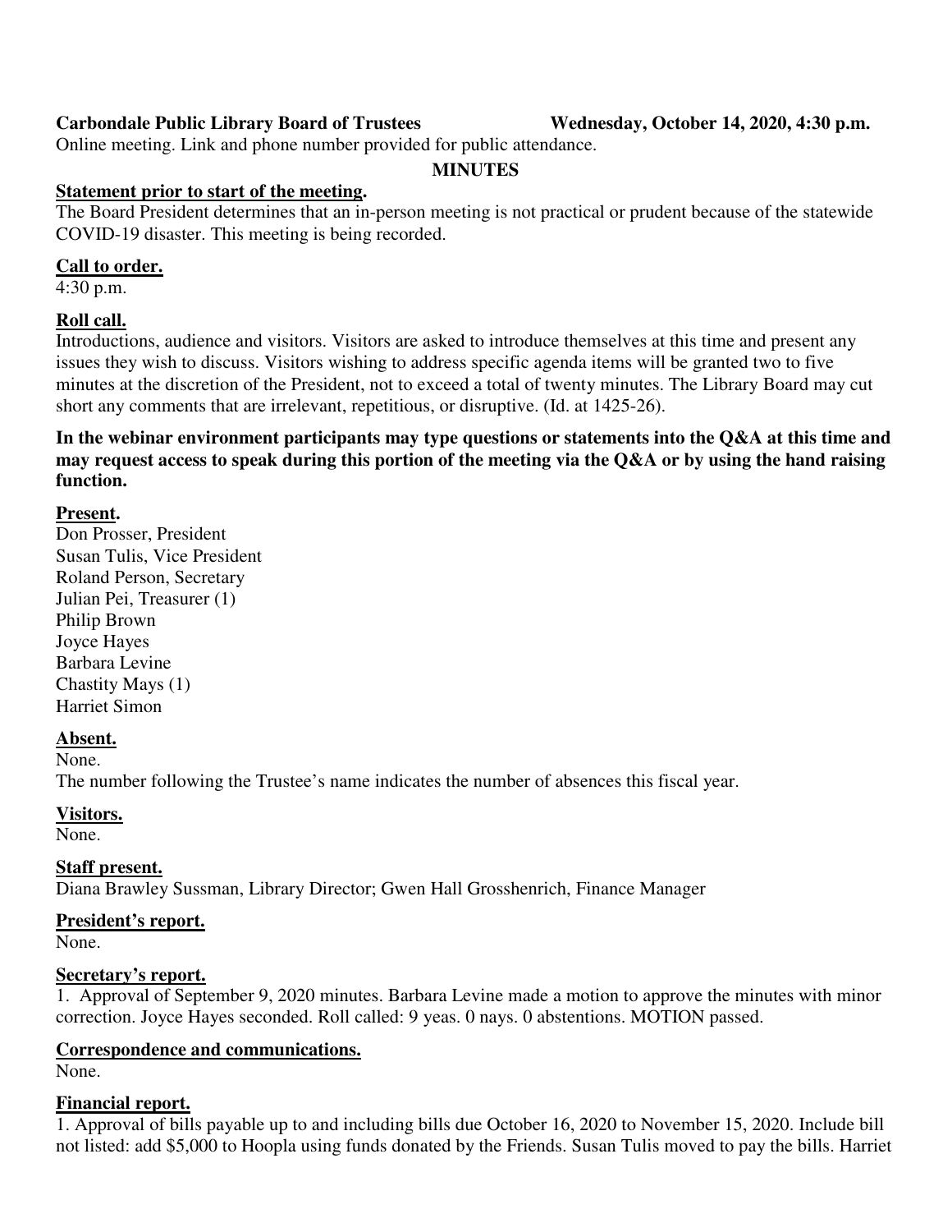**Carbondale Public Library Board of Trustees** **Wednesday, October 14, 2020, 4:30 p.m.**

Online meeting. Link and phone number provided for public attendance.

**MINUTES**

**Statement prior to start of the meeting.**

The Board President determines that an in-person meeting is not practical or prudent because of the statewide COVID-19 disaster. This meeting is being recorded.

**Call to order.**

4:30 p.m.

**Roll call.**

Introductions, audience and visitors. Visitors are asked to introduce themselves at this time and present any issues they wish to discuss. Visitors wishing to address specific agenda items will be granted two to five minutes at the discretion of the President, not to exceed a total of twenty minutes. The Library Board may cut short any comments that are irrelevant, repetitious, or disruptive. (Id. at 1425-26).

**In the webinar environment participants may type questions or statements into the Q&A at this time and may request access to speak during this portion of the meeting via the Q&A or by using the hand raising function.**

**Present.**

Don Prosser, President
Susan Tulis, Vice President
Roland Person, Secretary
Julian Pei, Treasurer (1)
Philip Brown
Joyce Hayes
Barbara Levine
Chastity Mays (1)
Harriet Simon

**Absent.**

None.

The number following the Trustee's name indicates the number of absences this fiscal year.

**Visitors.**

None.

**Staff present.**

Diana Brawley Sussman, Library Director; Gwen Hall Grosshenrich, Finance Manager

**President's report.**

None.

**Secretary's report.**

1. Approval of September 9, 2020 minutes. Barbara Levine made a motion to approve the minutes with minor correction. Joyce Hayes seconded. Roll called: 9 yeas. 0 nays. 0 abstentions. MOTION passed.

**Correspondence and communications.**

None.

**Financial report.**

1. Approval of bills payable up to and including bills due October 16, 2020 to November 15, 2020. Include bill not listed: add $5,000 to Hoopla using funds donated by the Friends. Susan Tulis moved to pay the bills. Harriet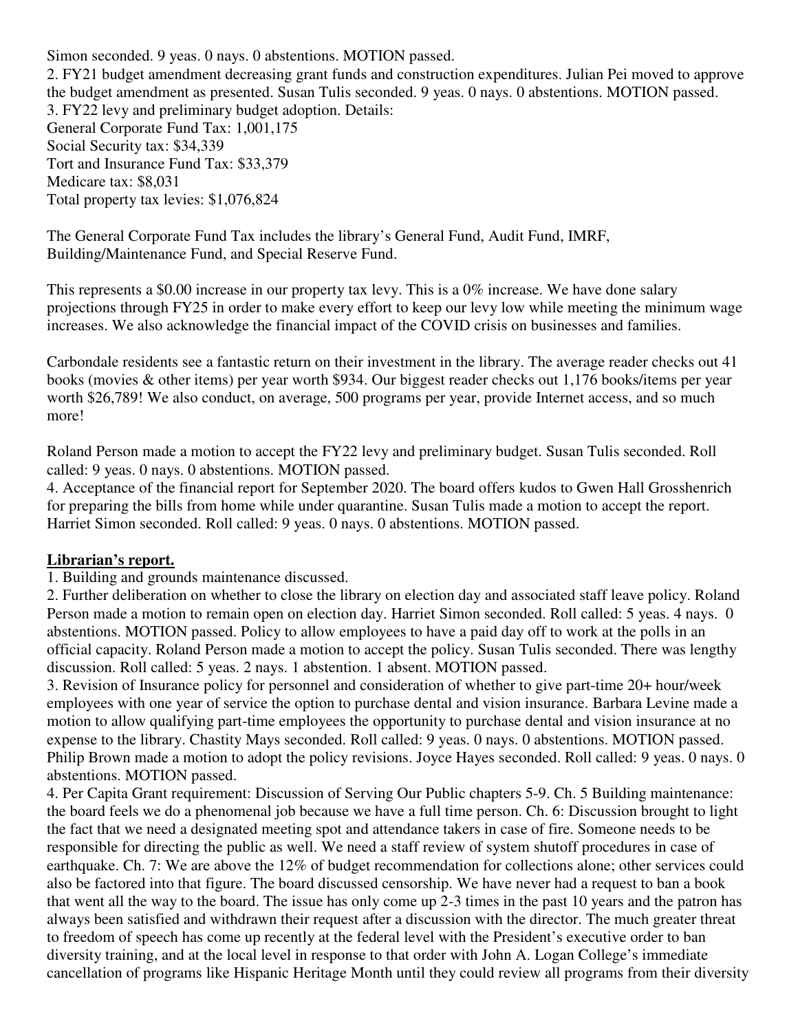Simon seconded. 9 yeas. 0 nays. 0 abstentions. MOTION passed.
2. FY21 budget amendment decreasing grant funds and construction expenditures. Julian Pei moved to approve the budget amendment as presented. Susan Tulis seconded. 9 yeas. 0 nays. 0 abstentions. MOTION passed.
3. FY22 levy and preliminary budget adoption. Details:
General Corporate Fund Tax: 1,001,175
Social Security tax: $34,339
Tort and Insurance Fund Tax: $33,379
Medicare tax: $8,031
Total property tax levies: $1,076,824

The General Corporate Fund Tax includes the library's General Fund, Audit Fund, IMRF, Building/Maintenance Fund, and Special Reserve Fund.

This represents a $0.00 increase in our property tax levy. This is a 0% increase. We have done salary projections through FY25 in order to make every effort to keep our levy low while meeting the minimum wage increases. We also acknowledge the financial impact of the COVID crisis on businesses and families.

Carbondale residents see a fantastic return on their investment in the library. The average reader checks out 41 books (movies & other items) per year worth $934. Our biggest reader checks out 1,176 books/items per year worth $26,789! We also conduct, on average, 500 programs per year, provide Internet access, and so much more!

Roland Person made a motion to accept the FY22 levy and preliminary budget. Susan Tulis seconded. Roll called: 9 yeas. 0 nays. 0 abstentions. MOTION passed.
4. Acceptance of the financial report for September 2020. The board offers kudos to Gwen Hall Grosshenrich for preparing the bills from home while under quarantine. Susan Tulis made a motion to accept the report. Harriet Simon seconded. Roll called: 9 yeas. 0 nays. 0 abstentions. MOTION passed.

**Librarian's report.**
1. Building and grounds maintenance discussed.
2. Further deliberation on whether to close the library on election day and associated staff leave policy. Roland Person made a motion to remain open on election day. Harriet Simon seconded. Roll called: 5 yeas. 4 nays. 0 abstentions. MOTION passed. Policy to allow employees to have a paid day off to work at the polls in an official capacity. Roland Person made a motion to accept the policy. Susan Tulis seconded. There was lengthy discussion. Roll called: 5 yeas. 2 nays. 1 abstention. 1 absent. MOTION passed.
3. Revision of Insurance policy for personnel and consideration of whether to give part-time 20+ hour/week employees with one year of service the option to purchase dental and vision insurance. Barbara Levine made a motion to allow qualifying part-time employees the opportunity to purchase dental and vision insurance at no expense to the library. Chastity Mays seconded. Roll called: 9 yeas. 0 nays. 0 abstentions. MOTION passed. Philip Brown made a motion to adopt the policy revisions. Joyce Hayes seconded. Roll called: 9 yeas. 0 nays. 0 abstentions. MOTION passed.
4. Per Capita Grant requirement: Discussion of Serving Our Public chapters 5-9. Ch. 5 Building maintenance: the board feels we do a phenomenal job because we have a full time person. Ch. 6: Discussion brought to light the fact that we need a designated meeting spot and attendance takers in case of fire. Someone needs to be responsible for directing the public as well. We need a staff review of system shutoff procedures in case of earthquake. Ch. 7: We are above the 12% of budget recommendation for collections alone; other services could also be factored into that figure. The board discussed censorship. We have never had a request to ban a book that went all the way to the board. The issue has only come up 2-3 times in the past 10 years and the patron has always been satisfied and withdrawn their request after a discussion with the director. The much greater threat to freedom of speech has come up recently at the federal level with the President's executive order to ban diversity training, and at the local level in response to that order with John A. Logan College's immediate cancellation of programs like Hispanic Heritage Month until they could review all programs from their diversity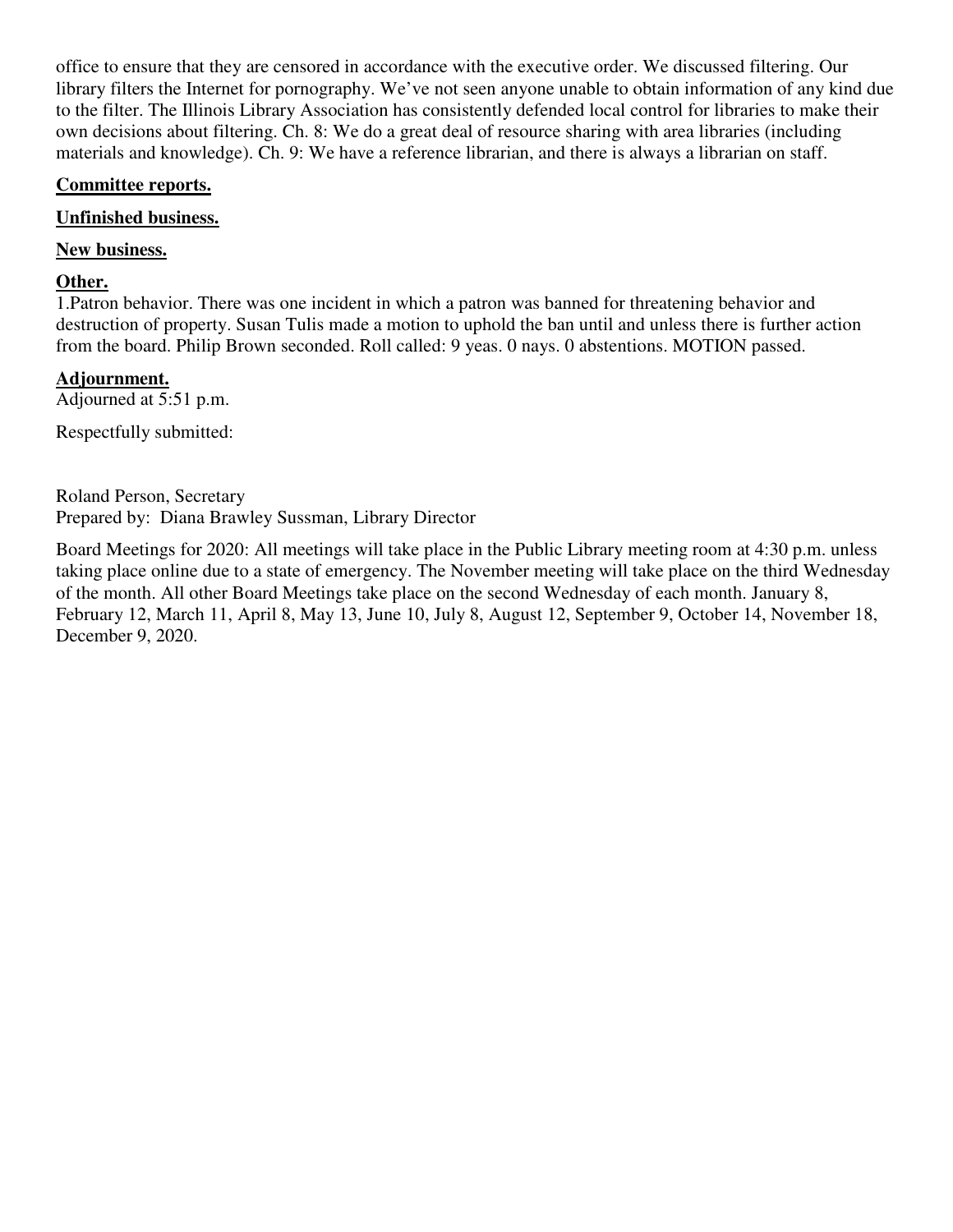office to ensure that they are censored in accordance with the executive order. We discussed filtering. Our library filters the Internet for pornography. We've not seen anyone unable to obtain information of any kind due to the filter. The Illinois Library Association has consistently defended local control for libraries to make their own decisions about filtering. Ch. 8: We do a great deal of resource sharing with area libraries (including materials and knowledge). Ch. 9: We have a reference librarian, and there is always a librarian on staff.

**Committee reports.**

**Unfinished business.**

**New business.**

**Other.**

1.Patron behavior. There was one incident in which a patron was banned for threatening behavior and destruction of property. Susan Tulis made a motion to uphold the ban until and unless there is further action from the board. Philip Brown seconded. Roll called: 9 yeas. 0 nays. 0 abstentions. MOTION passed.

**Adjournment.**

Adjourned at 5:51 p.m.

Respectfully submitted:

Roland Person, Secretary
Prepared by: Diana Brawley Sussman, Library Director

Board Meetings for 2020: All meetings will take place in the Public Library meeting room at 4:30 p.m. unless taking place online due to a state of emergency. The November meeting will take place on the third Wednesday of the month. All other Board Meetings take place on the second Wednesday of each month. January 8, February 12, March 11, April 8, May 13, June 10, July 8, August 12, September 9, October 14, November 18, December 9, 2020.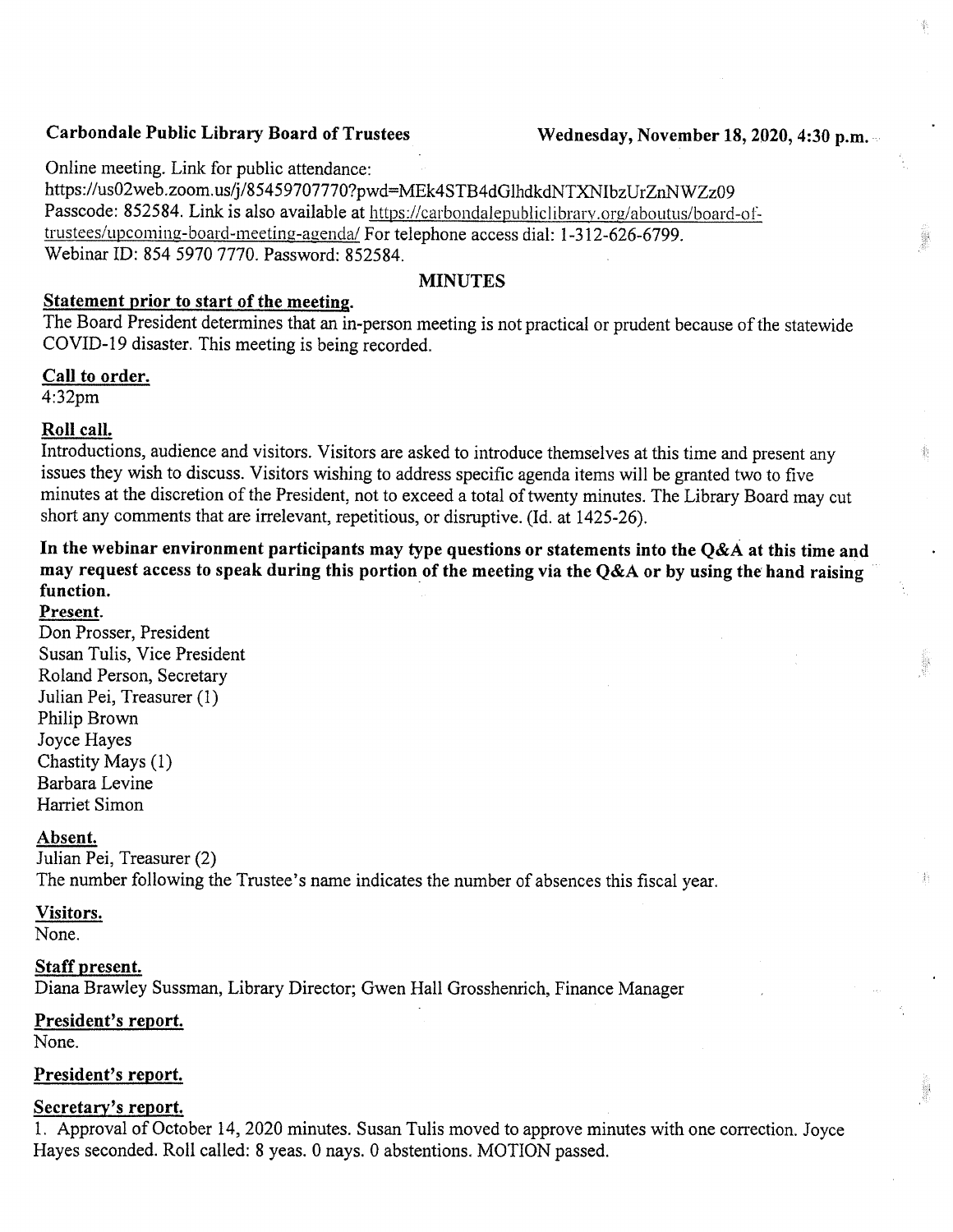**Carbondale Public Library Board of Trustees** **Wednesday, November 18, 2020, 4:30 p.m.**

Online meeting. Link for public attendance:
https://us02web.zoom.us/j/85459707770?pwd=MEk4STB4dGlhdkdNTXNIbzUrZnNWZz09
Passcode: 852584. Link is also available at https://carbondalepubliclibrary.org/aboutus/board-of-trustees/upcoming-board-meeting-agenda/ For telephone access dial: 1-312-626-6799.
Webinar ID: 854 5970 7770. Password: 852584.

## MINUTES

**Statement prior to start of the meeting.**

The Board President determines that an in-person meeting is not practical or prudent because of the statewide COVID-19 disaster. This meeting is being recorded.

**Call to order.**

4:32pm

**Roll call.**

Introductions, audience and visitors. Visitors are asked to introduce themselves at this time and present any issues they wish to discuss. Visitors wishing to address specific agenda items will be granted two to five minutes at the discretion of the President, not to exceed a total of twenty minutes. The Library Board may cut short any comments that are irrelevant, repetitious, or disruptive. (Id. at 1425-26).

**In the webinar environment participants may type questions or statements into the Q&A at this time and may request access to speak during this portion of the meeting via the Q&A or by using the hand raising function.**

**Present.**

Don Prosser, President
Susan Tulis, Vice President
Roland Person, Secretary
Julian Pei, Treasurer (1)
Philip Brown
Joyce Hayes
Chastity Mays (1)
Barbara Levine
Harriet Simon

**Absent.**

Julian Pei, Treasurer (2)
The number following the Trustee's name indicates the number of absences this fiscal year.

**Visitors.**

None.

**Staff present.**

Diana Brawley Sussman, Library Director; Gwen Hall Grosshenrich, Finance Manager

**President's report.**

None.

**President's report.**

**Secretary's report.**

1. Approval of October 14, 2020 minutes. Susan Tulis moved to approve minutes with one correction. Joyce Hayes seconded. Roll called: 8 yeas. 0 nays. 0 abstentions. MOTION passed.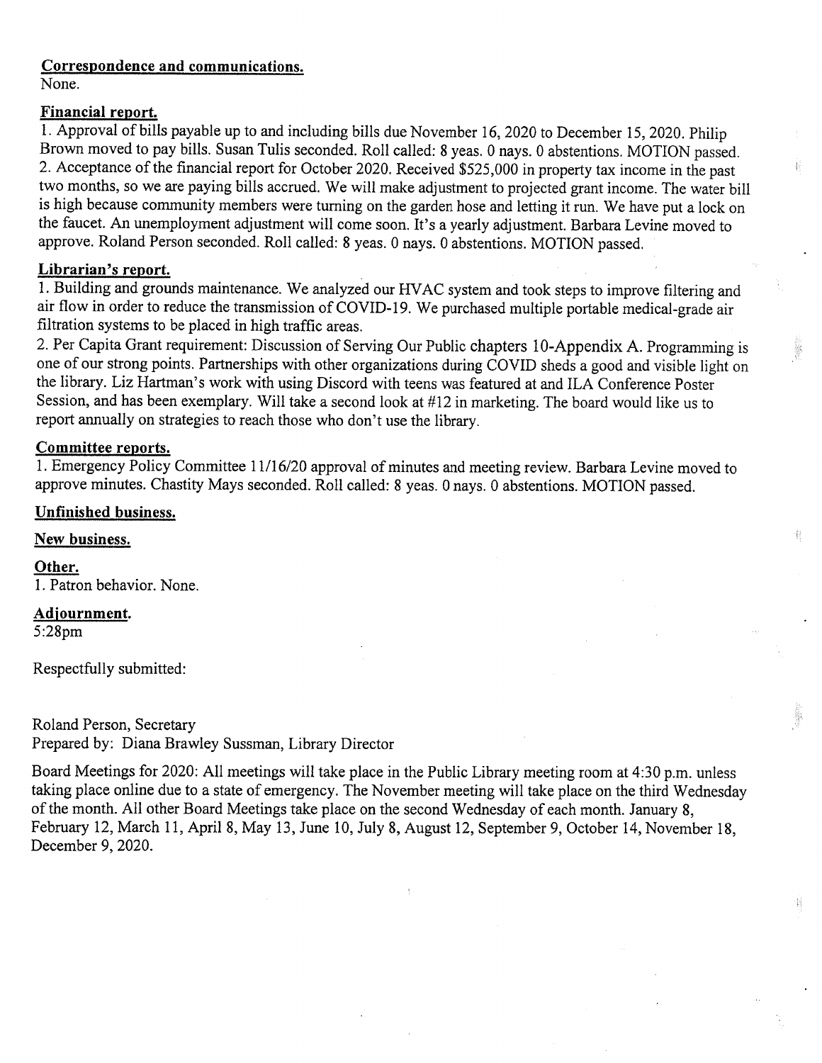**Correspondence and communications.**
None.

**Financial report.**
1. Approval of bills payable up to and including bills due November 16, 2020 to December 15, 2020. Philip Brown moved to pay bills. Susan Tulis seconded. Roll called: 8 yeas. 0 nays. 0 abstentions. MOTION passed.
2. Acceptance of the financial report for October 2020. Received $525,000 in property tax income in the past two months, so we are paying bills accrued. We will make adjustment to projected grant income. The water bill is high because community members were turning on the garden hose and letting it run. We have put a lock on the faucet. An unemployment adjustment will come soon. It's a yearly adjustment. Barbara Levine moved to approve. Roland Person seconded. Roll called: 8 yeas. 0 nays. 0 abstentions. MOTION passed.

**Librarian's report.**
1. Building and grounds maintenance. We analyzed our HVAC system and took steps to improve filtering and air flow in order to reduce the transmission of COVID-19. We purchased multiple portable medical-grade air filtration systems to be placed in high traffic areas.
2. Per Capita Grant requirement: Discussion of Serving Our Public chapters 10-Appendix A. Programming is one of our strong points. Partnerships with other organizations during COVID sheds a good and visible light on the library. Liz Hartman's work with using Discord with teens was featured at and ILA Conference Poster Session, and has been exemplary. Will take a second look at #12 in marketing. The board would like us to report annually on strategies to reach those who don't use the library.

**Committee reports.**
1. Emergency Policy Committee 11/16/20 approval of minutes and meeting review. Barbara Levine moved to approve minutes. Chastity Mays seconded. Roll called: 8 yeas. 0 nays. 0 abstentions. MOTION passed.

**Unfinished business.**

**New business.**

**Other.**
1. Patron behavior. None.

**Adjournment.**
5:28pm

Respectfully submitted:

Roland Person, Secretary
Prepared by: Diana Brawley Sussman, Library Director

Board Meetings for 2020: All meetings will take place in the Public Library meeting room at 4:30 p.m. unless taking place online due to a state of emergency. The November meeting will take place on the third Wednesday of the month. All other Board Meetings take place on the second Wednesday of each month. January 8, February 12, March 11, April 8, May 13, June 10, July 8, August 12, September 9, October 14, November 18, December 9, 2020.